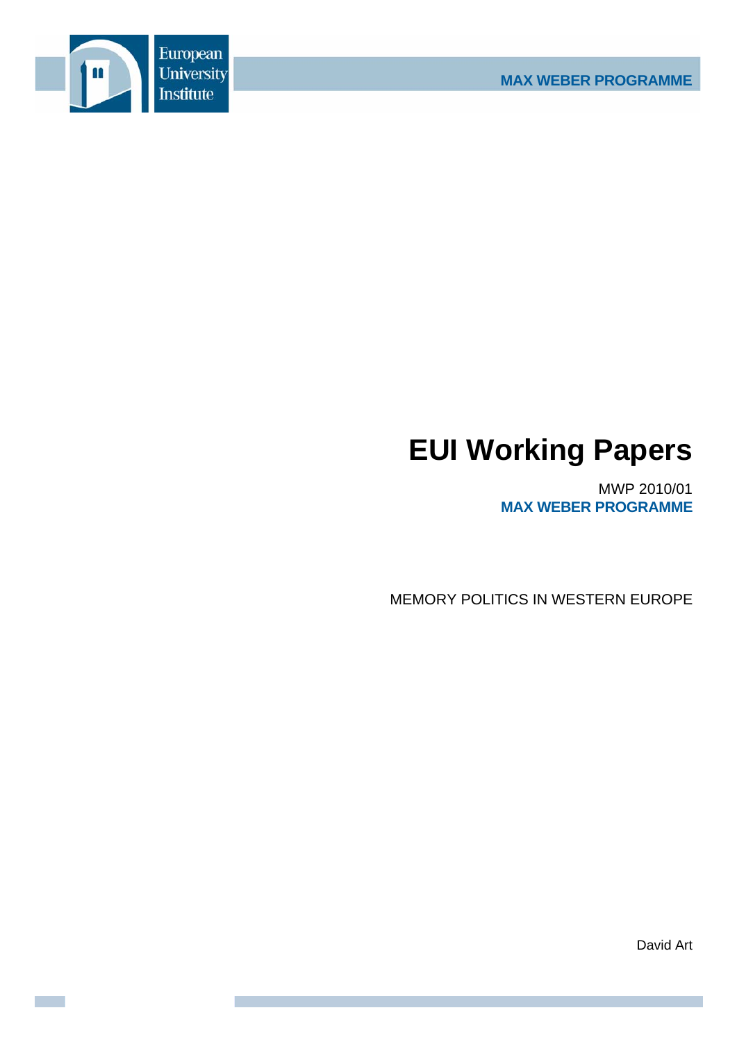European University Institute

MAX WEBER PROGRAMME

# EUI Working Papers

MWP 2010/01
**MAX WEBER PROGRAMME**

MEMORY POLITICS IN WESTERN EUROPE

David Art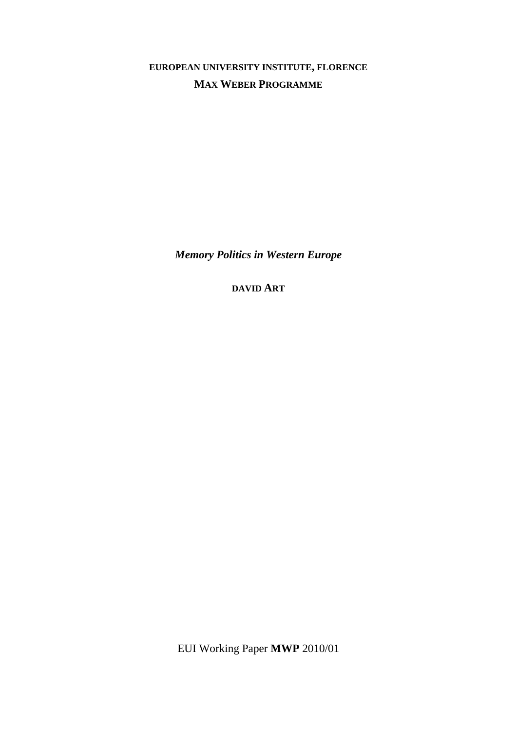**EUROPEAN UNIVERSITY INSTITUTE, FLORENCE**

**MAX WEBER PROGRAMME**

# *Memory Politics in Western Europe*

**DAVID ART**

EUI Working Paper **MWP** 2010/01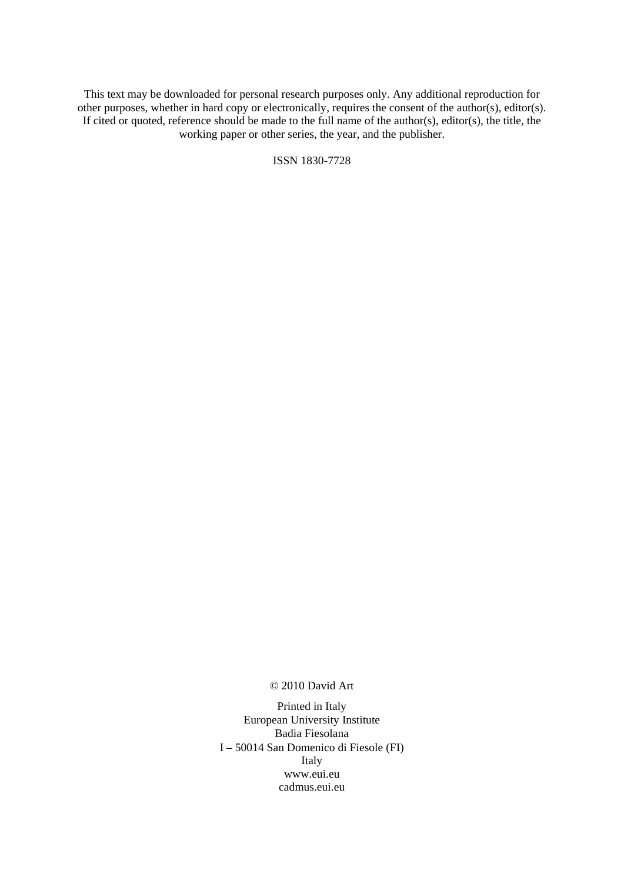This text may be downloaded for personal research purposes only. Any additional reproduction for other purposes, whether in hard copy or electronically, requires the consent of the author(s), editor(s). If cited or quoted, reference should be made to the full name of the author(s), editor(s), the title, the working paper or other series, the year, and the publisher.

ISSN 1830-7728

© 2010 David Art

Printed in Italy
European University Institute
Badia Fiesolana
I – 50014 San Domenico di Fiesole (FI)
Italy
www.eui.eu
cadmus.eui.eu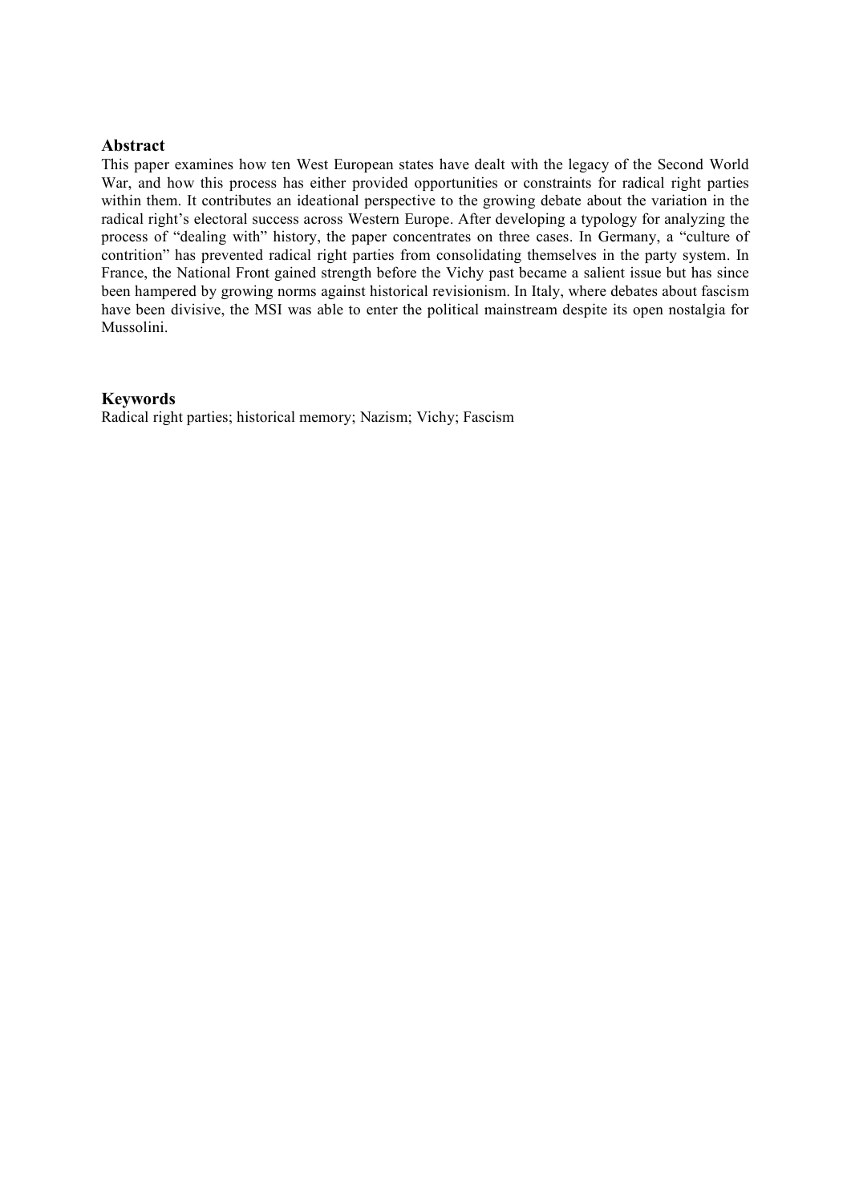## Abstract

This paper examines how ten West European states have dealt with the legacy of the Second World War, and how this process has either provided opportunities or constraints for radical right parties within them. It contributes an ideational perspective to the growing debate about the variation in the radical right's electoral success across Western Europe. After developing a typology for analyzing the process of "dealing with" history, the paper concentrates on three cases. In Germany, a "culture of contrition" has prevented radical right parties from consolidating themselves in the party system. In France, the National Front gained strength before the Vichy past became a salient issue but has since been hampered by growing norms against historical revisionism. In Italy, where debates about fascism have been divisive, the MSI was able to enter the political mainstream despite its open nostalgia for Mussolini.

## Keywords

Radical right parties; historical memory; Nazism; Vichy; Fascism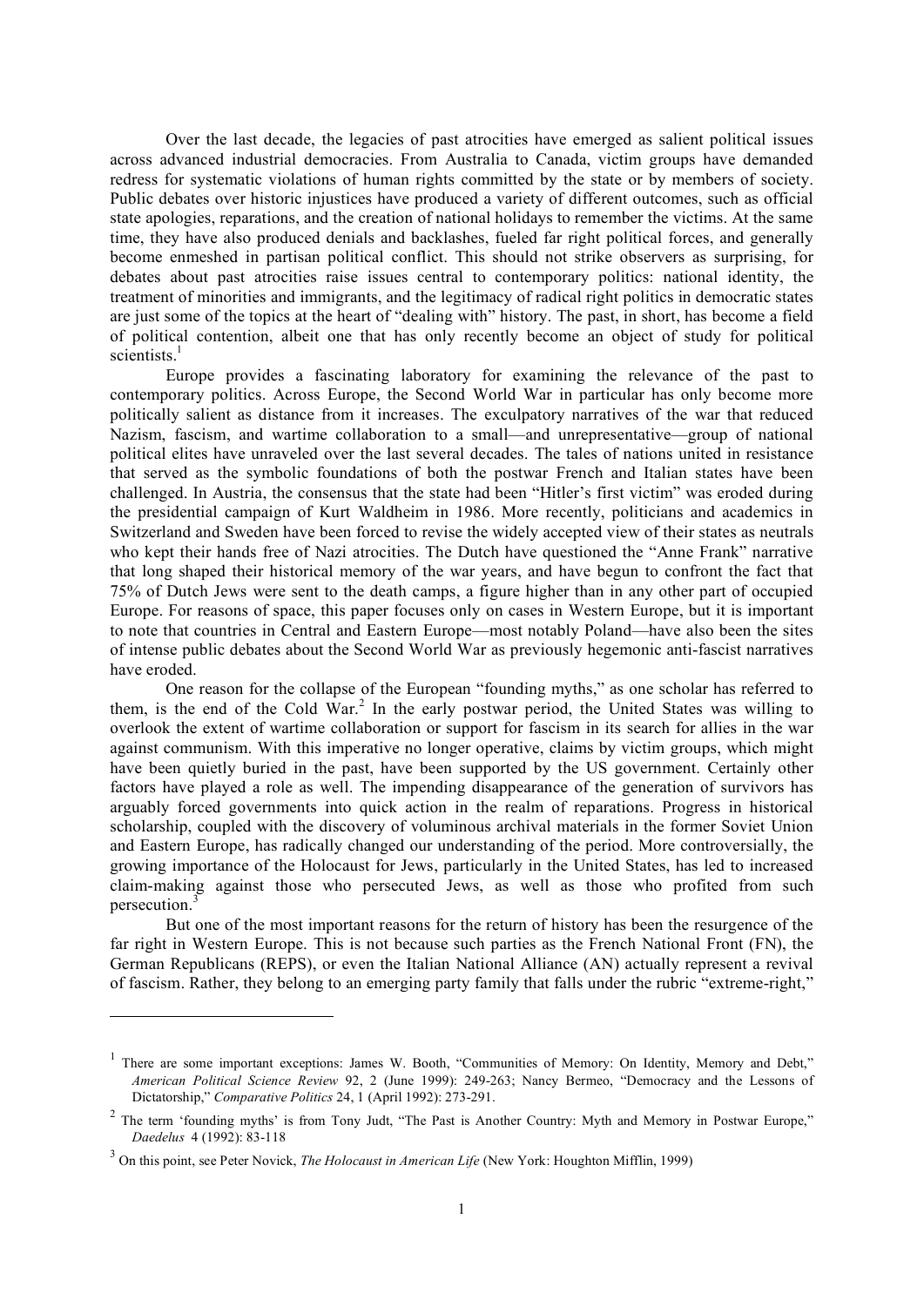Over the last decade, the legacies of past atrocities have emerged as salient political issues across advanced industrial democracies. From Australia to Canada, victim groups have demanded redress for systematic violations of human rights committed by the state or by members of society. Public debates over historic injustices have produced a variety of different outcomes, such as official state apologies, reparations, and the creation of national holidays to remember the victims. At the same time, they have also produced denials and backlashes, fueled far right political forces, and generally become enmeshed in partisan political conflict. This should not strike observers as surprising, for debates about past atrocities raise issues central to contemporary politics: national identity, the treatment of minorities and immigrants, and the legitimacy of radical right politics in democratic states are just some of the topics at the heart of "dealing with" history. The past, in short, has become a field of political contention, albeit one that has only recently become an object of study for political scientists.[1]

Europe provides a fascinating laboratory for examining the relevance of the past to contemporary politics. Across Europe, the Second World War in particular has only become more politically salient as distance from it increases. The exculpatory narratives of the war that reduced Nazism, fascism, and wartime collaboration to a small—and unrepresentative—group of national political elites have unraveled over the last several decades. The tales of nations united in resistance that served as the symbolic foundations of both the postwar French and Italian states have been challenged. In Austria, the consensus that the state had been "Hitler's first victim" was eroded during the presidential campaign of Kurt Waldheim in 1986. More recently, politicians and academics in Switzerland and Sweden have been forced to revise the widely accepted view of their states as neutrals who kept their hands free of Nazi atrocities. The Dutch have questioned the "Anne Frank" narrative that long shaped their historical memory of the war years, and have begun to confront the fact that 75% of Dutch Jews were sent to the death camps, a figure higher than in any other part of occupied Europe. For reasons of space, this paper focuses only on cases in Western Europe, but it is important to note that countries in Central and Eastern Europe—most notably Poland—have also been the sites of intense public debates about the Second World War as previously hegemonic anti-fascist narratives have eroded.

One reason for the collapse of the European "founding myths," as one scholar has referred to them, is the end of the Cold War.[2] In the early postwar period, the United States was willing to overlook the extent of wartime collaboration or support for fascism in its search for allies in the war against communism. With this imperative no longer operative, claims by victim groups, which might have been quietly buried in the past, have been supported by the US government. Certainly other factors have played a role as well. The impending disappearance of the generation of survivors has arguably forced governments into quick action in the realm of reparations. Progress in historical scholarship, coupled with the discovery of voluminous archival materials in the former Soviet Union and Eastern Europe, has radically changed our understanding of the period. More controversially, the growing importance of the Holocaust for Jews, particularly in the United States, has led to increased claim-making against those who persecuted Jews, as well as those who profited from such persecution.[3]

But one of the most important reasons for the return of history has been the resurgence of the far right in Western Europe. This is not because such parties as the French National Front (FN), the German Republicans (REPS), or even the Italian National Alliance (AN) actually represent a revival of fascism. Rather, they belong to an emerging party family that falls under the rubric "extreme-right,"

---

[1] There are some important exceptions: James W. Booth, "Communities of Memory: On Identity, Memory and Debt," *American Political Science Review* 92, 2 (June 1999): 249-263; Nancy Bermeo, "Democracy and the Lessons of Dictatorship," *Comparative Politics* 24, 1 (April 1992): 273-291.

[2] The term 'founding myths' is from Tony Judt, "The Past is Another Country: Myth and Memory in Postwar Europe," *Daedelus* 4 (1992): 83-118

[3] On this point, see Peter Novick, *The Holocaust in American Life* (New York: Houghton Mifflin, 1999)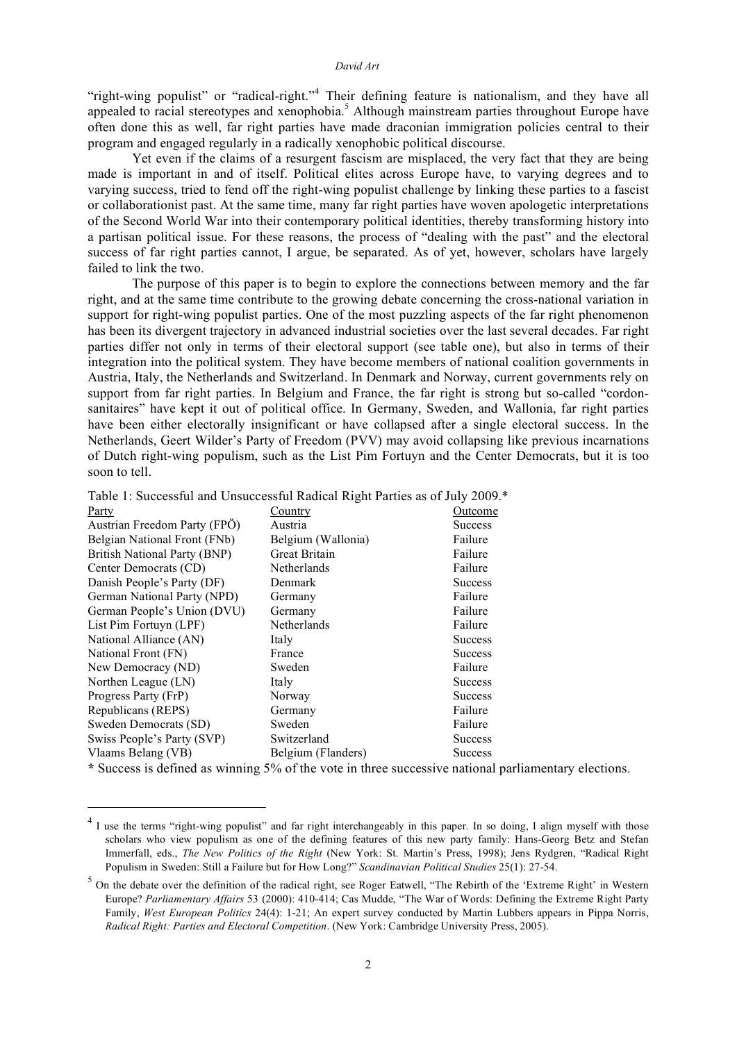"right-wing populist" or "radical-right."[4] Their defining feature is nationalism, and they have all appealed to racial stereotypes and xenophobia.[5] Although mainstream parties throughout Europe have often done this as well, far right parties have made draconian immigration policies central to their program and engaged regularly in a radically xenophobic political discourse.

Yet even if the claims of a resurgent fascism are misplaced, the very fact that they are being made is important in and of itself. Political elites across Europe have, to varying degrees and to varying success, tried to fend off the right-wing populist challenge by linking these parties to a fascist or collaborationist past. At the same time, many far right parties have woven apologetic interpretations of the Second World War into their contemporary political identities, thereby transforming history into a partisan political issue. For these reasons, the process of "dealing with the past" and the electoral success of far right parties cannot, I argue, be separated. As of yet, however, scholars have largely failed to link the two.

The purpose of this paper is to begin to explore the connections between memory and the far right, and at the same time contribute to the growing debate concerning the cross-national variation in support for right-wing populist parties. One of the most puzzling aspects of the far right phenomenon has been its divergent trajectory in advanced industrial societies over the last several decades. Far right parties differ not only in terms of their electoral support (see table one), but also in terms of their integration into the political system. They have become members of national coalition governments in Austria, Italy, the Netherlands and Switzerland. In Denmark and Norway, current governments rely on support from far right parties. In Belgium and France, the far right is strong but so-called "cordon-sanitaires" have kept it out of political office. In Germany, Sweden, and Wallonia, far right parties have been either electorally insignificant or have collapsed after a single electoral success. In the Netherlands, Geert Wilder's Party of Freedom (PVV) may avoid collapsing like previous incarnations of Dutch right-wing populism, such as the List Pim Fortuyn and the Center Democrats, but it is too soon to tell.

Table 1: Successful and Unsuccessful Radical Right Parties as of July 2009.*

| Party | Country | Outcome |
|---|---|---|
| Austrian Freedom Party (FPÖ) | Austria | Success |
| Belgian National Front (FNb) | Belgium (Wallonia) | Failure |
| British National Party (BNP) | Great Britain | Failure |
| Center Democrats (CD) | Netherlands | Failure |
| Danish People's Party (DF) | Denmark | Success |
| German National Party (NPD) | Germany | Failure |
| German People's Union (DVU) | Germany | Failure |
| List Pim Fortuyn (LPF) | Netherlands | Failure |
| National Alliance (AN) | Italy | Success |
| National Front (FN) | France | Success |
| New Democracy (ND) | Sweden | Failure |
| Northen League (LN) | Italy | Success |
| Progress Party (FrP) | Norway | Success |
| Republicans (REPS) | Germany | Failure |
| Sweden Democrats (SD) | Sweden | Failure |
| Swiss People's Party (SVP) | Switzerland | Success |
| Vlaams Belang (VB) | Belgium (Flanders) | Success |

**\*** Success is defined as winning 5% of the vote in three successive national parliamentary elections.

---

[4] I use the terms "right-wing populist" and far right interchangeably in this paper. In so doing, I align myself with those scholars who view populism as one of the defining features of this new party family: Hans-Georg Betz and Stefan Immerfall, eds., *The New Politics of the Right* (New York: St. Martin's Press, 1998); Jens Rydgren, "Radical Right Populism in Sweden: Still a Failure but for How Long?" *Scandinavian Political Studies* 25(1): 27-54.

[5] On the debate over the definition of the radical right, see Roger Eatwell, "The Rebirth of the 'Extreme Right' in Western Europe? *Parliamentary Affairs* 53 (2000): 410-414; Cas Mudde, "The War of Words: Defining the Extreme Right Party Family, *West European Politics* 24(4): 1-21; An expert survey conducted by Martin Lubbers appears in Pippa Norris, *Radical Right: Parties and Electoral Competition*. (New York: Cambridge University Press, 2005).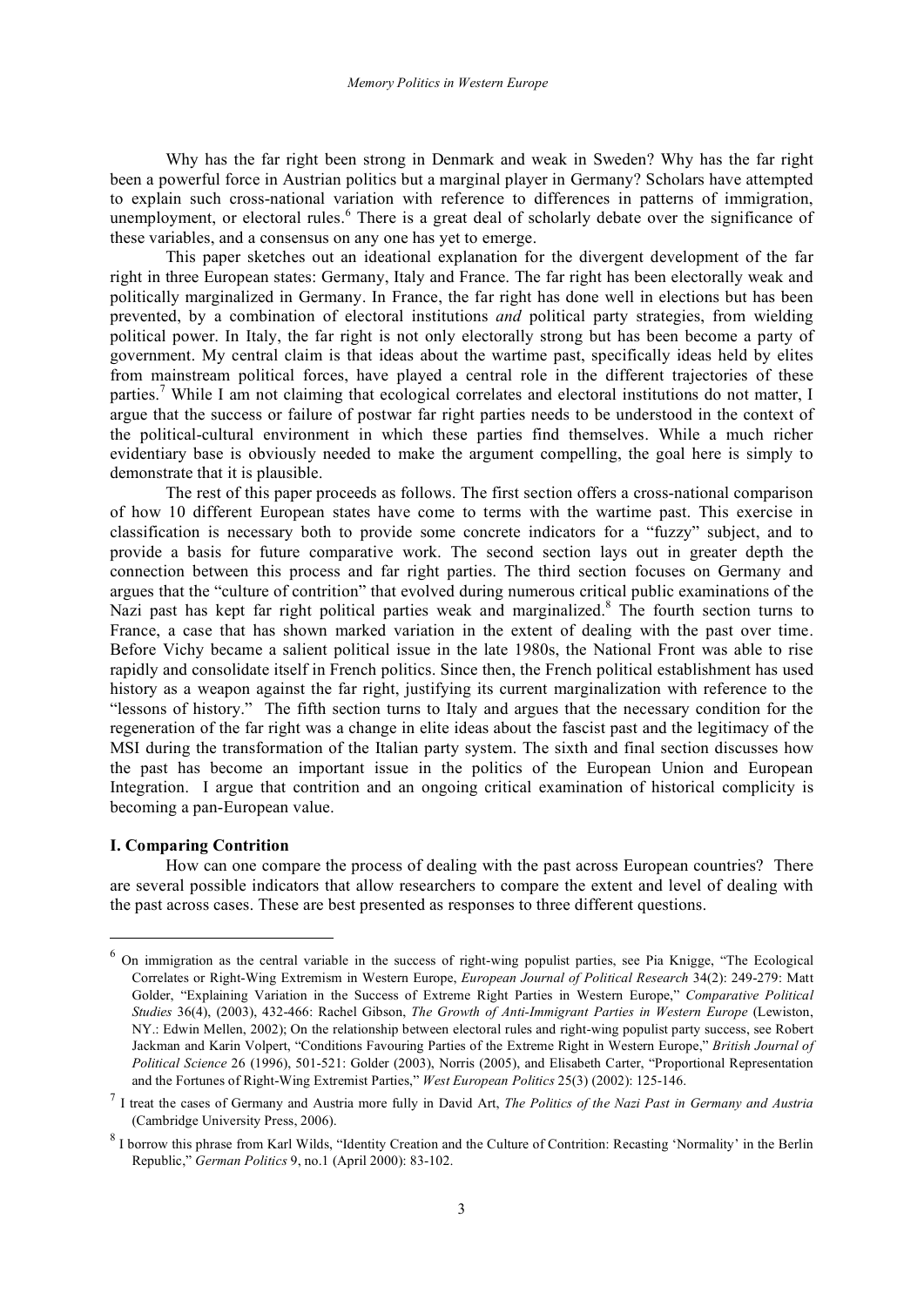Why has the far right been strong in Denmark and weak in Sweden? Why has the far right been a powerful force in Austrian politics but a marginal player in Germany? Scholars have attempted to explain such cross-national variation with reference to differences in patterns of immigration, unemployment, or electoral rules.[6] There is a great deal of scholarly debate over the significance of these variables, and a consensus on any one has yet to emerge.

This paper sketches out an ideational explanation for the divergent development of the far right in three European states: Germany, Italy and France. The far right has been electorally weak and politically marginalized in Germany. In France, the far right has done well in elections but has been prevented, by a combination of electoral institutions *and* political party strategies, from wielding political power. In Italy, the far right is not only electorally strong but has been become a party of government. My central claim is that ideas about the wartime past, specifically ideas held by elites from mainstream political forces, have played a central role in the different trajectories of these parties.[7] While I am not claiming that ecological correlates and electoral institutions do not matter, I argue that the success or failure of postwar far right parties needs to be understood in the context of the political-cultural environment in which these parties find themselves. While a much richer evidentiary base is obviously needed to make the argument compelling, the goal here is simply to demonstrate that it is plausible.

The rest of this paper proceeds as follows. The first section offers a cross-national comparison of how 10 different European states have come to terms with the wartime past. This exercise in classification is necessary both to provide some concrete indicators for a "fuzzy" subject, and to provide a basis for future comparative work. The second section lays out in greater depth the connection between this process and far right parties. The third section focuses on Germany and argues that the "culture of contrition" that evolved during numerous critical public examinations of the Nazi past has kept far right political parties weak and marginalized.[8] The fourth section turns to France, a case that has shown marked variation in the extent of dealing with the past over time. Before Vichy became a salient political issue in the late 1980s, the National Front was able to rise rapidly and consolidate itself in French politics. Since then, the French political establishment has used history as a weapon against the far right, justifying its current marginalization with reference to the "lessons of history." The fifth section turns to Italy and argues that the necessary condition for the regeneration of the far right was a change in elite ideas about the fascist past and the legitimacy of the MSI during the transformation of the Italian party system. The sixth and final section discusses how the past has become an important issue in the politics of the European Union and European Integration. I argue that contrition and an ongoing critical examination of historical complicity is becoming a pan-European value.

## I. Comparing Contrition

How can one compare the process of dealing with the past across European countries? There are several possible indicators that allow researchers to compare the extent and level of dealing with the past across cases. These are best presented as responses to three different questions.

---

[6] On immigration as the central variable in the success of right-wing populist parties, see Pia Knigge, "The Ecological Correlates or Right-Wing Extremism in Western Europe, *European Journal of Political Research* 34(2): 249-279: Matt Golder, "Explaining Variation in the Success of Extreme Right Parties in Western Europe," *Comparative Political Studies* 36(4), (2003), 432-466: Rachel Gibson, *The Growth of Anti-Immigrant Parties in Western Europe* (Lewiston, NY.: Edwin Mellen, 2002); On the relationship between electoral rules and right-wing populist party success, see Robert Jackman and Karin Volpert, "Conditions Favouring Parties of the Extreme Right in Western Europe," *British Journal of Political Science* 26 (1996), 501-521: Golder (2003), Norris (2005), and Elisabeth Carter, "Proportional Representation and the Fortunes of Right-Wing Extremist Parties," *West European Politics* 25(3) (2002): 125-146.

[7] I treat the cases of Germany and Austria more fully in David Art, *The Politics of the Nazi Past in Germany and Austria* (Cambridge University Press, 2006).

[8] I borrow this phrase from Karl Wilds, "Identity Creation and the Culture of Contrition: Recasting 'Normality' in the Berlin Republic," *German Politics* 9, no.1 (April 2000): 83-102.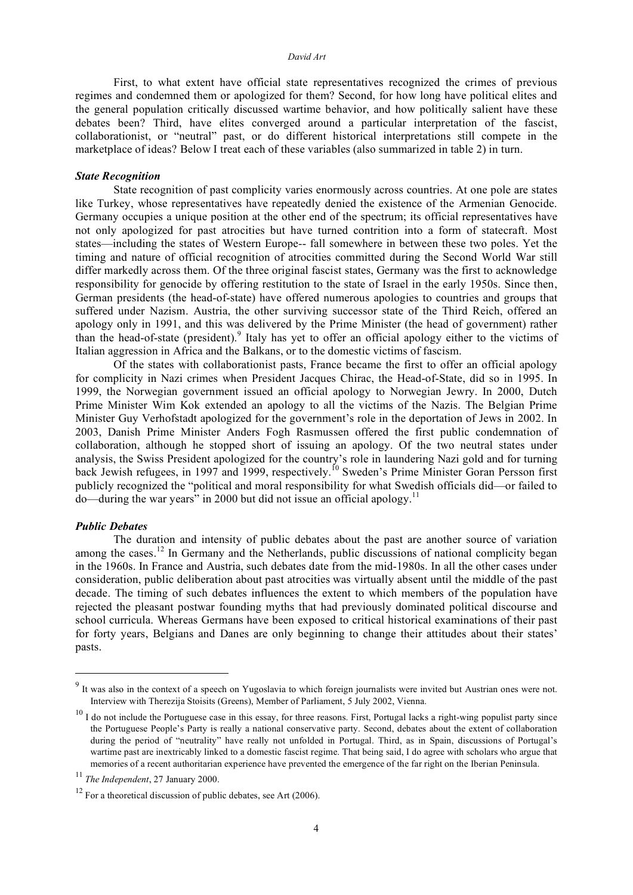First, to what extent have official state representatives recognized the crimes of previous regimes and condemned them or apologized for them? Second, for how long have political elites and the general population critically discussed wartime behavior, and how politically salient have these debates been? Third, have elites converged around a particular interpretation of the fascist, collaborationist, or "neutral" past, or do different historical interpretations still compete in the marketplace of ideas? Below I treat each of these variables (also summarized in table 2) in turn.

### *State Recognition*

State recognition of past complicity varies enormously across countries. At one pole are states like Turkey, whose representatives have repeatedly denied the existence of the Armenian Genocide. Germany occupies a unique position at the other end of the spectrum; its official representatives have not only apologized for past atrocities but have turned contrition into a form of statecraft. Most states—including the states of Western Europe-- fall somewhere in between these two poles. Yet the timing and nature of official recognition of atrocities committed during the Second World War still differ markedly across them. Of the three original fascist states, Germany was the first to acknowledge responsibility for genocide by offering restitution to the state of Israel in the early 1950s. Since then, German presidents (the head-of-state) have offered numerous apologies to countries and groups that suffered under Nazism. Austria, the other surviving successor state of the Third Reich, offered an apology only in 1991, and this was delivered by the Prime Minister (the head of government) rather than the head-of-state (president).[9] Italy has yet to offer an official apology either to the victims of Italian aggression in Africa and the Balkans, or to the domestic victims of fascism.

Of the states with collaborationist pasts, France became the first to offer an official apology for complicity in Nazi crimes when President Jacques Chirac, the Head-of-State, did so in 1995. In 1999, the Norwegian government issued an official apology to Norwegian Jewry. In 2000, Dutch Prime Minister Wim Kok extended an apology to all the victims of the Nazis. The Belgian Prime Minister Guy Verhofstadt apologized for the government's role in the deportation of Jews in 2002. In 2003, Danish Prime Minister Anders Fogh Rasmussen offered the first public condemnation of collaboration, although he stopped short of issuing an apology. Of the two neutral states under analysis, the Swiss President apologized for the country's role in laundering Nazi gold and for turning back Jewish refugees, in 1997 and 1999, respectively.[10] Sweden's Prime Minister Goran Persson first publicly recognized the "political and moral responsibility for what Swedish officials did—or failed to do—during the war years" in 2000 but did not issue an official apology.[11]

### *Public Debates*

The duration and intensity of public debates about the past are another source of variation among the cases.[12] In Germany and the Netherlands, public discussions of national complicity began in the 1960s. In France and Austria, such debates date from the mid-1980s. In all the other cases under consideration, public deliberation about past atrocities was virtually absent until the middle of the past decade. The timing of such debates influences the extent to which members of the population have rejected the pleasant postwar founding myths that had previously dominated political discourse and school curricula. Whereas Germans have been exposed to critical historical examinations of their past for forty years, Belgians and Danes are only beginning to change their attitudes about their states' pasts.

---

[9] It was also in the context of a speech on Yugoslavia to which foreign journalists were invited but Austrian ones were not. Interview with Therezija Stoisits (Greens), Member of Parliament, 5 July 2002, Vienna.

[10] I do not include the Portuguese case in this essay, for three reasons. First, Portugal lacks a right-wing populist party since the Portuguese People's Party is really a national conservative party. Second, debates about the extent of collaboration during the period of "neutrality" have really not unfolded in Portugal. Third, as in Spain, discussions of Portugal's wartime past are inextricably linked to a domestic fascist regime. That being said, I do agree with scholars who argue that memories of a recent authoritarian experience have prevented the emergence of the far right on the Iberian Peninsula.

[11] *The Independent*, 27 January 2000.

[12] For a theoretical discussion of public debates, see Art (2006).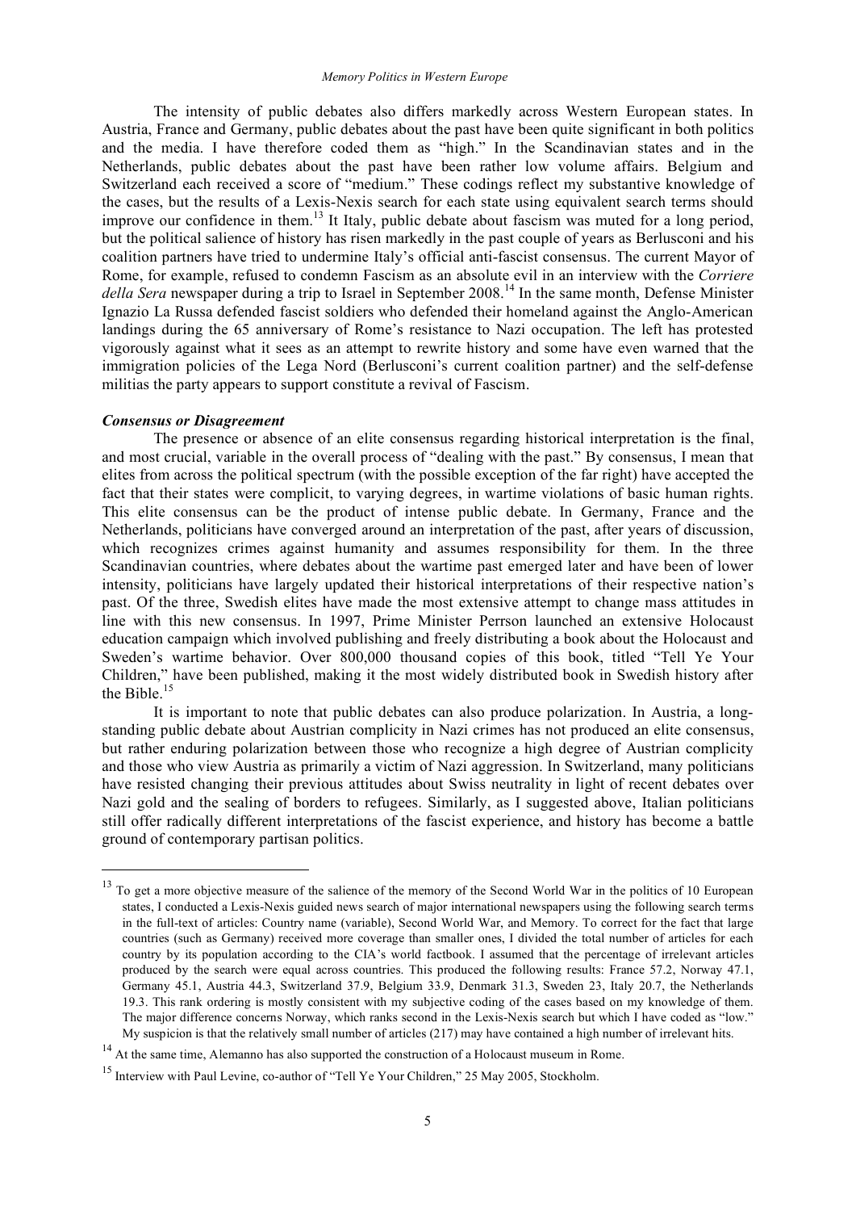The intensity of public debates also differs markedly across Western European states. In Austria, France and Germany, public debates about the past have been quite significant in both politics and the media. I have therefore coded them as "high." In the Scandinavian states and in the Netherlands, public debates about the past have been rather low volume affairs. Belgium and Switzerland each received a score of "medium." These codings reflect my substantive knowledge of the cases, but the results of a Lexis-Nexis search for each state using equivalent search terms should improve our confidence in them.[13] It Italy, public debate about fascism was muted for a long period, but the political salience of history has risen markedly in the past couple of years as Berlusconi and his coalition partners have tried to undermine Italy's official anti-fascist consensus. The current Mayor of Rome, for example, refused to condemn Fascism as an absolute evil in an interview with the *Corriere della Sera* newspaper during a trip to Israel in September 2008.[14] In the same month, Defense Minister Ignazio La Russa defended fascist soldiers who defended their homeland against the Anglo-American landings during the 65 anniversary of Rome's resistance to Nazi occupation. The left has protested vigorously against what it sees as an attempt to rewrite history and some have even warned that the immigration policies of the Lega Nord (Berlusconi's current coalition partner) and the self-defense militias the party appears to support constitute a revival of Fascism.

### *Consensus or Disagreement*

The presence or absence of an elite consensus regarding historical interpretation is the final, and most crucial, variable in the overall process of "dealing with the past." By consensus, I mean that elites from across the political spectrum (with the possible exception of the far right) have accepted the fact that their states were complicit, to varying degrees, in wartime violations of basic human rights. This elite consensus can be the product of intense public debate. In Germany, France and the Netherlands, politicians have converged around an interpretation of the past, after years of discussion, which recognizes crimes against humanity and assumes responsibility for them. In the three Scandinavian countries, where debates about the wartime past emerged later and have been of lower intensity, politicians have largely updated their historical interpretations of their respective nation's past. Of the three, Swedish elites have made the most extensive attempt to change mass attitudes in line with this new consensus. In 1997, Prime Minister Perrson launched an extensive Holocaust education campaign which involved publishing and freely distributing a book about the Holocaust and Sweden's wartime behavior. Over 800,000 thousand copies of this book, titled "Tell Ye Your Children," have been published, making it the most widely distributed book in Swedish history after the Bible.[15]

It is important to note that public debates can also produce polarization. In Austria, a long-standing public debate about Austrian complicity in Nazi crimes has not produced an elite consensus, but rather enduring polarization between those who recognize a high degree of Austrian complicity and those who view Austria as primarily a victim of Nazi aggression. In Switzerland, many politicians have resisted changing their previous attitudes about Swiss neutrality in light of recent debates over Nazi gold and the sealing of borders to refugees. Similarly, as I suggested above, Italian politicians still offer radically different interpretations of the fascist experience, and history has become a battle ground of contemporary partisan politics.

---

[13] To get a more objective measure of the salience of the memory of the Second World War in the politics of 10 European states, I conducted a Lexis-Nexis guided news search of major international newspapers using the following search terms in the full-text of articles: Country name (variable), Second World War, and Memory. To correct for the fact that large countries (such as Germany) received more coverage than smaller ones, I divided the total number of articles for each country by its population according to the CIA's world factbook. I assumed that the percentage of irrelevant articles produced by the search were equal across countries. This produced the following results: France 57.2, Norway 47.1, Germany 45.1, Austria 44.3, Switzerland 37.9, Belgium 33.9, Denmark 31.3, Sweden 23, Italy 20.7, the Netherlands 19.3. This rank ordering is mostly consistent with my subjective coding of the cases based on my knowledge of them. The major difference concerns Norway, which ranks second in the Lexis-Nexis search but which I have coded as "low." My suspicion is that the relatively small number of articles (217) may have contained a high number of irrelevant hits.

[14] At the same time, Alemanno has also supported the construction of a Holocaust museum in Rome.

[15] Interview with Paul Levine, co-author of "Tell Ye Your Children," 25 May 2005, Stockholm.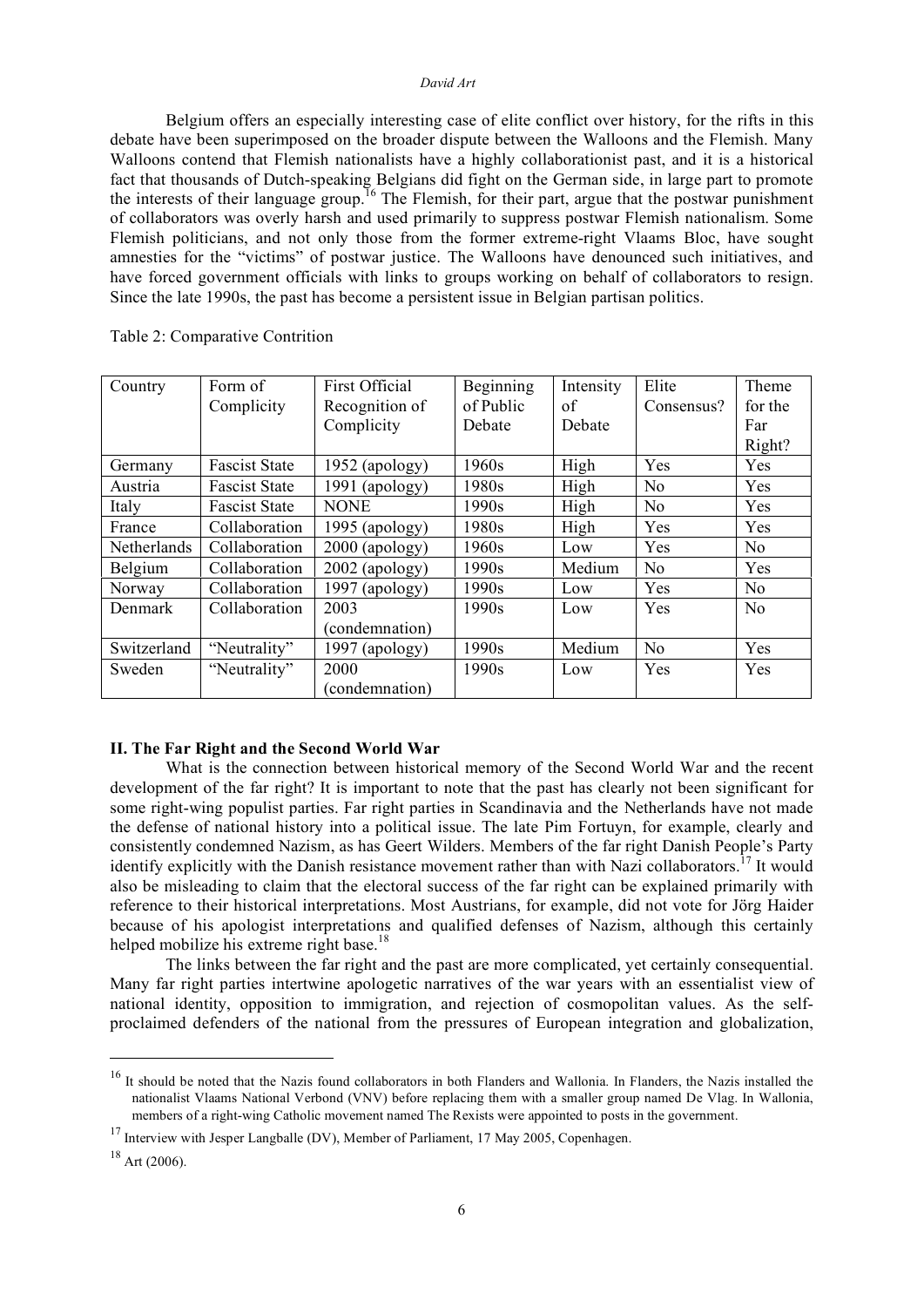Belgium offers an especially interesting case of elite conflict over history, for the rifts in this debate have been superimposed on the broader dispute between the Walloons and the Flemish. Many Walloons contend that Flemish nationalists have a highly collaborationist past, and it is a historical fact that thousands of Dutch-speaking Belgians did fight on the German side, in large part to promote the interests of their language group.[16] The Flemish, for their part, argue that the postwar punishment of collaborators was overly harsh and used primarily to suppress postwar Flemish nationalism. Some Flemish politicians, and not only those from the former extreme-right Vlaams Bloc, have sought amnesties for the "victims" of postwar justice. The Walloons have denounced such initiatives, and have forced government officials with links to groups working on behalf of collaborators to resign. Since the late 1990s, the past has become a persistent issue in Belgian partisan politics.

Table 2: Comparative Contrition

| Country | Form of Complicity | First Official Recognition of Complicity | Beginning of Public Debate | Intensity of Debate | Elite Consensus? | Theme for the Far Right? |
|---|---|---|---|---|---|---|
| Germany | Fascist State | 1952 (apology) | 1960s | High | Yes | Yes |
| Austria | Fascist State | 1991 (apology) | 1980s | High | No | Yes |
| Italy | Fascist State | NONE | 1990s | High | No | Yes |
| France | Collaboration | 1995 (apology) | 1980s | High | Yes | Yes |
| Netherlands | Collaboration | 2000 (apology) | 1960s | Low | Yes | No |
| Belgium | Collaboration | 2002 (apology) | 1990s | Medium | No | Yes |
| Norway | Collaboration | 1997 (apology) | 1990s | Low | Yes | No |
| Denmark | Collaboration | 2003 (condemnation) | 1990s | Low | Yes | No |
| Switzerland | "Neutrality" | 1997 (apology) | 1990s | Medium | No | Yes |
| Sweden | "Neutrality" | 2000 (condemnation) | 1990s | Low | Yes | Yes |

## II. The Far Right and the Second World War

What is the connection between historical memory of the Second World War and the recent development of the far right? It is important to note that the past has clearly not been significant for some right-wing populist parties. Far right parties in Scandinavia and the Netherlands have not made the defense of national history into a political issue. The late Pim Fortuyn, for example, clearly and consistently condemned Nazism, as has Geert Wilders. Members of the far right Danish People's Party identify explicitly with the Danish resistance movement rather than with Nazi collaborators.[17] It would also be misleading to claim that the electoral success of the far right can be explained primarily with reference to their historical interpretations. Most Austrians, for example, did not vote for Jörg Haider because of his apologist interpretations and qualified defenses of Nazism, although this certainly helped mobilize his extreme right base.[18]

The links between the far right and the past are more complicated, yet certainly consequential. Many far right parties intertwine apologetic narratives of the war years with an essentialist view of national identity, opposition to immigration, and rejection of cosmopolitan values. As the self-proclaimed defenders of the national from the pressures of European integration and globalization,

---

[16] It should be noted that the Nazis found collaborators in both Flanders and Wallonia. In Flanders, the Nazis installed the nationalist Vlaams National Verbond (VNV) before replacing them with a smaller group named De Vlag. In Wallonia, members of a right-wing Catholic movement named The Rexists were appointed to posts in the government.

[17] Interview with Jesper Langballe (DV), Member of Parliament, 17 May 2005, Copenhagen.

[18] Art (2006).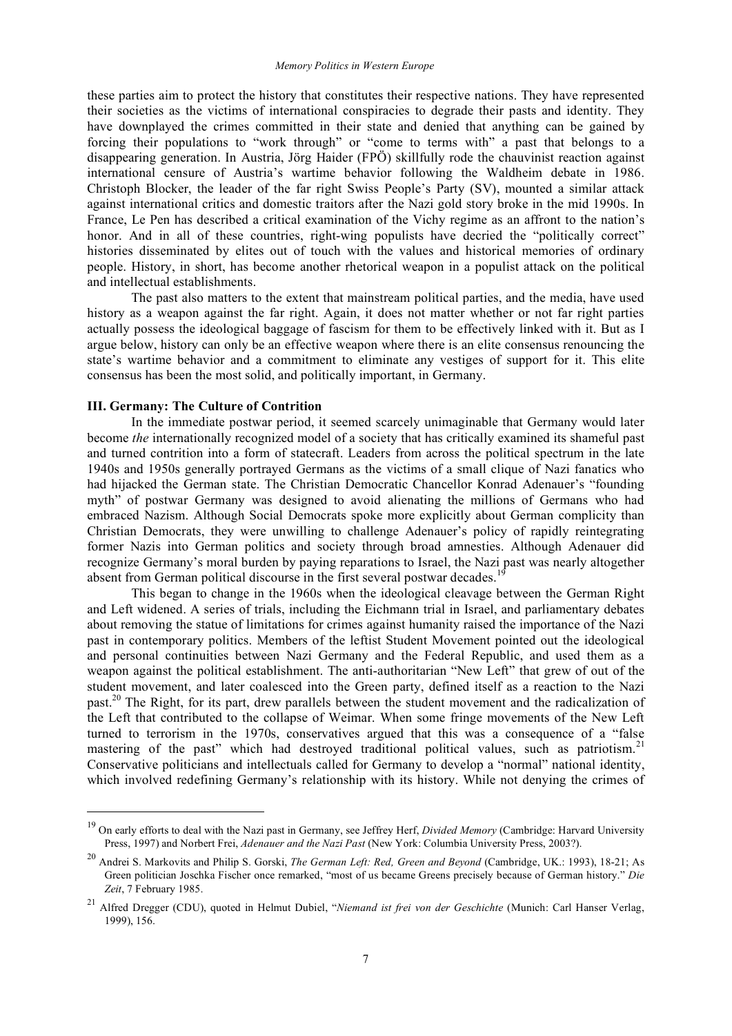these parties aim to protect the history that constitutes their respective nations. They have represented their societies as the victims of international conspiracies to degrade their pasts and identity. They have downplayed the crimes committed in their state and denied that anything can be gained by forcing their populations to "work through" or "come to terms with" a past that belongs to a disappearing generation. In Austria, Jörg Haider (FPÖ) skillfully rode the chauvinist reaction against international censure of Austria's wartime behavior following the Waldheim debate in 1986. Christoph Blocker, the leader of the far right Swiss People's Party (SV), mounted a similar attack against international critics and domestic traitors after the Nazi gold story broke in the mid 1990s. In France, Le Pen has described a critical examination of the Vichy regime as an affront to the nation's honor. And in all of these countries, right-wing populists have decried the "politically correct" histories disseminated by elites out of touch with the values and historical memories of ordinary people. History, in short, has become another rhetorical weapon in a populist attack on the political and intellectual establishments.

The past also matters to the extent that mainstream political parties, and the media, have used history as a weapon against the far right. Again, it does not matter whether or not far right parties actually possess the ideological baggage of fascism for them to be effectively linked with it. But as I argue below, history can only be an effective weapon where there is an elite consensus renouncing the state's wartime behavior and a commitment to eliminate any vestiges of support for it. This elite consensus has been the most solid, and politically important, in Germany.

### III. Germany: The Culture of Contrition

In the immediate postwar period, it seemed scarcely unimaginable that Germany would later become *the* internationally recognized model of a society that has critically examined its shameful past and turned contrition into a form of statecraft. Leaders from across the political spectrum in the late 1940s and 1950s generally portrayed Germans as the victims of a small clique of Nazi fanatics who had hijacked the German state. The Christian Democratic Chancellor Konrad Adenauer's "founding myth" of postwar Germany was designed to avoid alienating the millions of Germans who had embraced Nazism. Although Social Democrats spoke more explicitly about German complicity than Christian Democrats, they were unwilling to challenge Adenauer's policy of rapidly reintegrating former Nazis into German politics and society through broad amnesties. Although Adenauer did recognize Germany's moral burden by paying reparations to Israel, the Nazi past was nearly altogether absent from German political discourse in the first several postwar decades.[19]

This began to change in the 1960s when the ideological cleavage between the German Right and Left widened. A series of trials, including the Eichmann trial in Israel, and parliamentary debates about removing the statue of limitations for crimes against humanity raised the importance of the Nazi past in contemporary politics. Members of the leftist Student Movement pointed out the ideological and personal continuities between Nazi Germany and the Federal Republic, and used them as a weapon against the political establishment. The anti-authoritarian "New Left" that grew of out of the student movement, and later coalesced into the Green party, defined itself as a reaction to the Nazi past.[20] The Right, for its part, drew parallels between the student movement and the radicalization of the Left that contributed to the collapse of Weimar. When some fringe movements of the New Left turned to terrorism in the 1970s, conservatives argued that this was a consequence of a "false mastering of the past" which had destroyed traditional political values, such as patriotism.[21] Conservative politicians and intellectuals called for Germany to develop a "normal" national identity, which involved redefining Germany's relationship with its history. While not denying the crimes of

---

[19] On early efforts to deal with the Nazi past in Germany, see Jeffrey Herf, *Divided Memory* (Cambridge: Harvard University Press, 1997) and Norbert Frei, *Adenauer and the Nazi Past* (New York: Columbia University Press, 2003?).

[20] Andrei S. Markovits and Philip S. Gorski, *The German Left: Red, Green and Beyond* (Cambridge, UK.: 1993), 18-21; As Green politician Joschka Fischer once remarked, "most of us became Greens precisely because of German history." *Die Zeit*, 7 February 1985.

[21] Alfred Dregger (CDU), quoted in Helmut Dubiel, "*Niemand ist frei von der Geschichte* (Munich: Carl Hanser Verlag, 1999), 156.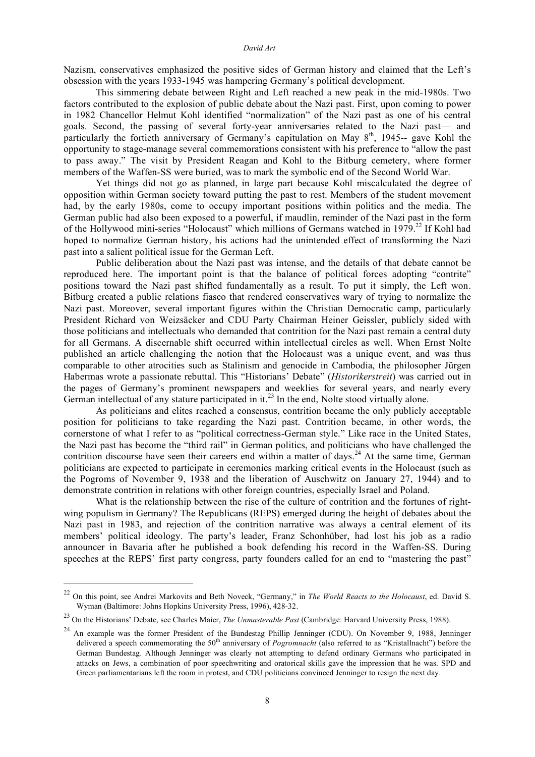Nazism, conservatives emphasized the positive sides of German history and claimed that the Left's obsession with the years 1933-1945 was hampering Germany's political development.

This simmering debate between Right and Left reached a new peak in the mid-1980s. Two factors contributed to the explosion of public debate about the Nazi past. First, upon coming to power in 1982 Chancellor Helmut Kohl identified "normalization" of the Nazi past as one of his central goals. Second, the passing of several forty-year anniversaries related to the Nazi past— and particularly the fortieth anniversary of Germany's capitulation on May 8th, 1945-- gave Kohl the opportunity to stage-manage several commemorations consistent with his preference to "allow the past to pass away." The visit by President Reagan and Kohl to the Bitburg cemetery, where former members of the Waffen-SS were buried, was to mark the symbolic end of the Second World War.

Yet things did not go as planned, in large part because Kohl miscalculated the degree of opposition within German society toward putting the past to rest. Members of the student movement had, by the early 1980s, come to occupy important positions within politics and the media. The German public had also been exposed to a powerful, if maudlin, reminder of the Nazi past in the form of the Hollywood mini-series "Holocaust" which millions of Germans watched in 1979.[22] If Kohl had hoped to normalize German history, his actions had the unintended effect of transforming the Nazi past into a salient political issue for the German Left.

Public deliberation about the Nazi past was intense, and the details of that debate cannot be reproduced here. The important point is that the balance of political forces adopting "contrite" positions toward the Nazi past shifted fundamentally as a result. To put it simply, the Left won. Bitburg created a public relations fiasco that rendered conservatives wary of trying to normalize the Nazi past. Moreover, several important figures within the Christian Democratic camp, particularly President Richard von Weizsäcker and CDU Party Chairman Heiner Geissler, publicly sided with those politicians and intellectuals who demanded that contrition for the Nazi past remain a central duty for all Germans. A discernable shift occurred within intellectual circles as well. When Ernst Nolte published an article challenging the notion that the Holocaust was a unique event, and was thus comparable to other atrocities such as Stalinism and genocide in Cambodia, the philosopher Jürgen Habermas wrote a passionate rebuttal. This "Historians' Debate" (*Historikerstreit*) was carried out in the pages of Germany's prominent newspapers and weeklies for several years, and nearly every German intellectual of any stature participated in it.[23] In the end, Nolte stood virtually alone.

As politicians and elites reached a consensus, contrition became the only publicly acceptable position for politicians to take regarding the Nazi past. Contrition became, in other words, the cornerstone of what I refer to as "political correctness-German style." Like race in the United States, the Nazi past has become the "third rail" in German politics, and politicians who have challenged the contrition discourse have seen their careers end within a matter of days.[24] At the same time, German politicians are expected to participate in ceremonies marking critical events in the Holocaust (such as the Pogroms of November 9, 1938 and the liberation of Auschwitz on January 27, 1944) and to demonstrate contrition in relations with other foreign countries, especially Israel and Poland.

What is the relationship between the rise of the culture of contrition and the fortunes of right-wing populism in Germany? The Republicans (REPS) emerged during the height of debates about the Nazi past in 1983, and rejection of the contrition narrative was always a central element of its members' political ideology. The party's leader, Franz Schonhüber, had lost his job as a radio announcer in Bavaria after he published a book defending his record in the Waffen-SS. During speeches at the REPS' first party congress, party founders called for an end to "mastering the past"

---

[22] On this point, see Andrei Markovits and Beth Noveck, "Germany," in *The World Reacts to the Holocaust*, ed. David S. Wyman (Baltimore: Johns Hopkins University Press, 1996), 428-32.

[23] On the Historians' Debate, see Charles Maier, *The Unmasterable Past* (Cambridge: Harvard University Press, 1988).

[24] An example was the former President of the Bundestag Phillip Jenninger (CDU). On November 9, 1988, Jenninger delivered a speech commemorating the 50th anniversary of *Pogromnacht* (also referred to as "Kristallnacht") before the German Bundestag. Although Jenninger was clearly not attempting to defend ordinary Germans who participated in attacks on Jews, a combination of poor speechwriting and oratorical skills gave the impression that he was. SPD and Green parliamentarians left the room in protest, and CDU politicians convinced Jenninger to resign the next day.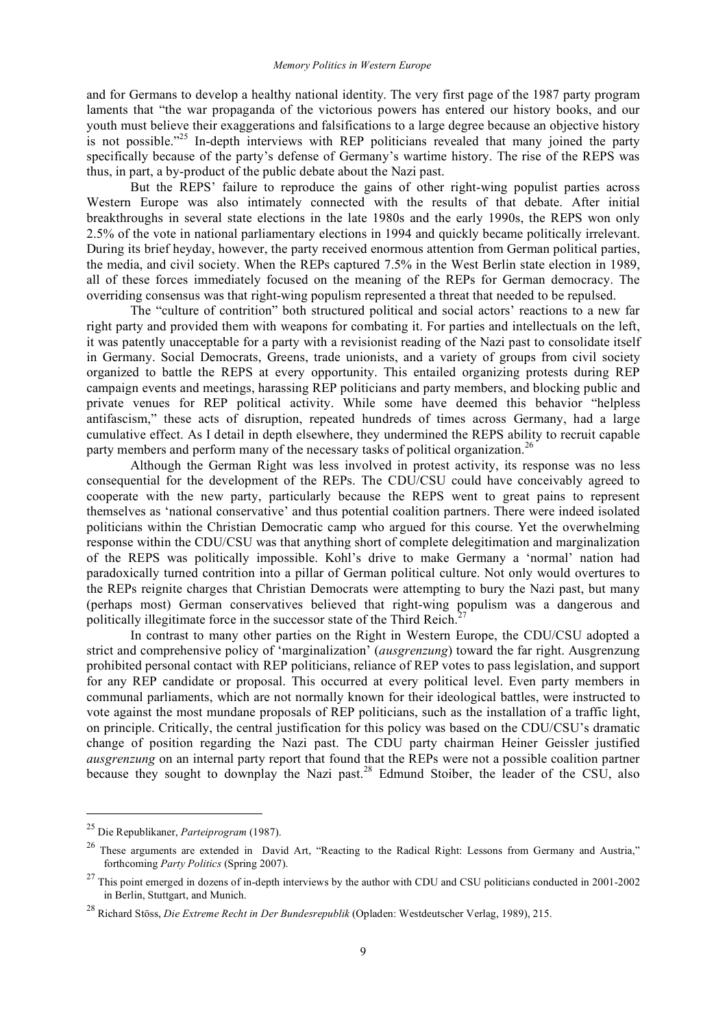and for Germans to develop a healthy national identity. The very first page of the 1987 party program laments that "the war propaganda of the victorious powers has entered our history books, and our youth must believe their exaggerations and falsifications to a large degree because an objective history is not possible."[25] In-depth interviews with REP politicians revealed that many joined the party specifically because of the party's defense of Germany's wartime history. The rise of the REPS was thus, in part, a by-product of the public debate about the Nazi past.

But the REPS' failure to reproduce the gains of other right-wing populist parties across Western Europe was also intimately connected with the results of that debate. After initial breakthroughs in several state elections in the late 1980s and the early 1990s, the REPS won only 2.5% of the vote in national parliamentary elections in 1994 and quickly became politically irrelevant. During its brief heyday, however, the party received enormous attention from German political parties, the media, and civil society. When the REPs captured 7.5% in the West Berlin state election in 1989, all of these forces immediately focused on the meaning of the REPs for German democracy. The overriding consensus was that right-wing populism represented a threat that needed to be repulsed.

The "culture of contrition" both structured political and social actors' reactions to a new far right party and provided them with weapons for combating it. For parties and intellectuals on the left, it was patently unacceptable for a party with a revisionist reading of the Nazi past to consolidate itself in Germany. Social Democrats, Greens, trade unionists, and a variety of groups from civil society organized to battle the REPS at every opportunity. This entailed organizing protests during REP campaign events and meetings, harassing REP politicians and party members, and blocking public and private venues for REP political activity. While some have deemed this behavior "helpless antifascism," these acts of disruption, repeated hundreds of times across Germany, had a large cumulative effect. As I detail in depth elsewhere, they undermined the REPS ability to recruit capable party members and perform many of the necessary tasks of political organization.[26]

Although the German Right was less involved in protest activity, its response was no less consequential for the development of the REPs. The CDU/CSU could have conceivably agreed to cooperate with the new party, particularly because the REPS went to great pains to represent themselves as 'national conservative' and thus potential coalition partners. There were indeed isolated politicians within the Christian Democratic camp who argued for this course. Yet the overwhelming response within the CDU/CSU was that anything short of complete delegitimation and marginalization of the REPS was politically impossible. Kohl's drive to make Germany a 'normal' nation had paradoxically turned contrition into a pillar of German political culture. Not only would overtures to the REPs reignite charges that Christian Democrats were attempting to bury the Nazi past, but many (perhaps most) German conservatives believed that right-wing populism was a dangerous and politically illegitimate force in the successor state of the Third Reich.[27]

In contrast to many other parties on the Right in Western Europe, the CDU/CSU adopted a strict and comprehensive policy of 'marginalization' (*ausgrenzung*) toward the far right. Ausgrenzung prohibited personal contact with REP politicians, reliance of REP votes to pass legislation, and support for any REP candidate or proposal. This occurred at every political level. Even party members in communal parliaments, which are not normally known for their ideological battles, were instructed to vote against the most mundane proposals of REP politicians, such as the installation of a traffic light, on principle. Critically, the central justification for this policy was based on the CDU/CSU's dramatic change of position regarding the Nazi past. The CDU party chairman Heiner Geissler justified *ausgrenzung* on an internal party report that found that the REPs were not a possible coalition partner because they sought to downplay the Nazi past.[28] Edmund Stoiber, the leader of the CSU, also

---

[25] Die Republikaner, *Parteiprogram* (1987).

[26] These arguments are extended in David Art, "Reacting to the Radical Right: Lessons from Germany and Austria," forthcoming *Party Politics* (Spring 2007).

[27] This point emerged in dozens of in-depth interviews by the author with CDU and CSU politicians conducted in 2001-2002 in Berlin, Stuttgart, and Munich.

[28] Richard Stöss, *Die Extreme Recht in Der Bundesrepublik* (Opladen: Westdeutscher Verlag, 1989), 215.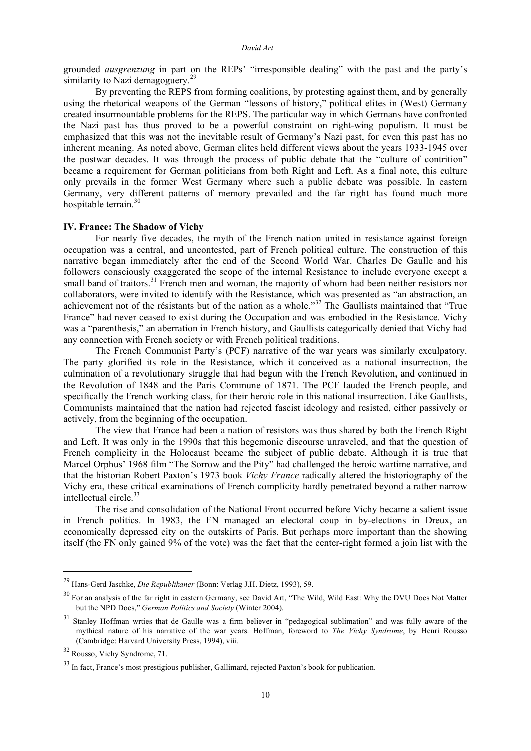grounded *ausgrenzung* in part on the REPs' "irresponsible dealing" with the past and the party's similarity to Nazi demagoguery.[29]

By preventing the REPS from forming coalitions, by protesting against them, and by generally using the rhetorical weapons of the German "lessons of history," political elites in (West) Germany created insurmountable problems for the REPS. The particular way in which Germans have confronted the Nazi past has thus proved to be a powerful constraint on right-wing populism. It must be emphasized that this was not the inevitable result of Germany's Nazi past, for even this past has no inherent meaning. As noted above, German elites held different views about the years 1933-1945 over the postwar decades. It was through the process of public debate that the "culture of contrition" became a requirement for German politicians from both Right and Left. As a final note, this culture only prevails in the former West Germany where such a public debate was possible. In eastern Germany, very different patterns of memory prevailed and the far right has found much more hospitable terrain.[30]

## IV. France: The Shadow of Vichy

For nearly five decades, the myth of the French nation united in resistance against foreign occupation was a central, and uncontested, part of French political culture. The construction of this narrative began immediately after the end of the Second World War. Charles De Gaulle and his followers consciously exaggerated the scope of the internal Resistance to include everyone except a small band of traitors.[31] French men and woman, the majority of whom had been neither resistors nor collaborators, were invited to identify with the Resistance, which was presented as "an abstraction, an achievement not of the résistants but of the nation as a whole."[32] The Gaullists maintained that "True France" had never ceased to exist during the Occupation and was embodied in the Resistance. Vichy was a "parenthesis," an aberration in French history, and Gaullists categorically denied that Vichy had any connection with French society or with French political traditions.

The French Communist Party's (PCF) narrative of the war years was similarly exculpatory. The party glorified its role in the Resistance, which it conceived as a national insurrection, the culmination of a revolutionary struggle that had begun with the French Revolution, and continued in the Revolution of 1848 and the Paris Commune of 1871. The PCF lauded the French people, and specifically the French working class, for their heroic role in this national insurrection. Like Gaullists, Communists maintained that the nation had rejected fascist ideology and resisted, either passively or actively, from the beginning of the occupation.

The view that France had been a nation of resistors was thus shared by both the French Right and Left. It was only in the 1990s that this hegemonic discourse unraveled, and that the question of French complicity in the Holocaust became the subject of public debate. Although it is true that Marcel Orphus' 1968 film "The Sorrow and the Pity" had challenged the heroic wartime narrative, and that the historian Robert Paxton's 1973 book *Vichy France* radically altered the historiography of the Vichy era, these critical examinations of French complicity hardly penetrated beyond a rather narrow intellectual circle.[33]

The rise and consolidation of the National Front occurred before Vichy became a salient issue in French politics. In 1983, the FN managed an electoral coup in by-elections in Dreux, an economically depressed city on the outskirts of Paris. But perhaps more important than the showing itself (the FN only gained 9% of the vote) was the fact that the center-right formed a join list with the

---

[29] Hans-Gerd Jaschke, *Die Republikaner* (Bonn: Verlag J.H. Dietz, 1993), 59.

[30] For an analysis of the far right in eastern Germany, see David Art, "The Wild, Wild East: Why the DVU Does Not Matter but the NPD Does," *German Politics and Society* (Winter 2004).

[31] Stanley Hoffman wrties that de Gaulle was a firm believer in "pedagogical sublimation" and was fully aware of the mythical nature of his narrative of the war years. Hoffman, foreword to *The Vichy Syndrome*, by Henri Rousso (Cambridge: Harvard University Press, 1994), viii.

[32] Rousso, Vichy Syndrome, 71.

[33] In fact, France's most prestigious publisher, Gallimard, rejected Paxton's book for publication.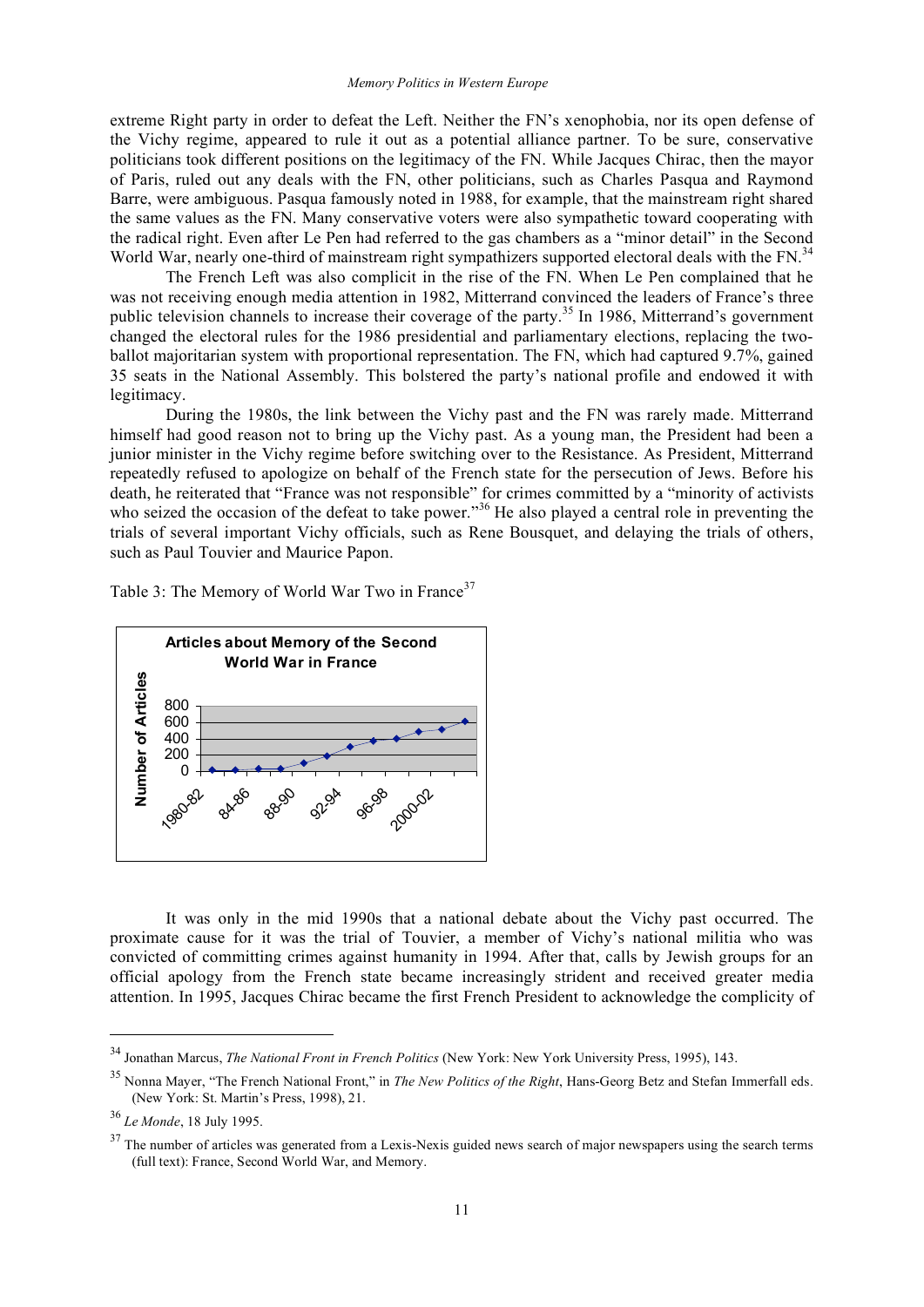extreme Right party in order to defeat the Left. Neither the FN's xenophobia, nor its open defense of the Vichy regime, appeared to rule it out as a potential alliance partner. To be sure, conservative politicians took different positions on the legitimacy of the FN. While Jacques Chirac, then the mayor of Paris, ruled out any deals with the FN, other politicians, such as Charles Pasqua and Raymond Barre, were ambiguous. Pasqua famously noted in 1988, for example, that the mainstream right shared the same values as the FN. Many conservative voters were also sympathetic toward cooperating with the radical right. Even after Le Pen had referred to the gas chambers as a "minor detail" in the Second World War, nearly one-third of mainstream right sympathizers supported electoral deals with the FN.[34]

The French Left was also complicit in the rise of the FN. When Le Pen complained that he was not receiving enough media attention in 1982, Mitterrand convinced the leaders of France's three public television channels to increase their coverage of the party.[35] In 1986, Mitterrand's government changed the electoral rules for the 1986 presidential and parliamentary elections, replacing the two-ballot majoritarian system with proportional representation. The FN, which had captured 9.7%, gained 35 seats in the National Assembly. This bolstered the party's national profile and endowed it with legitimacy.

During the 1980s, the link between the Vichy past and the FN was rarely made. Mitterrand himself had good reason not to bring up the Vichy past. As a young man, the President had been a junior minister in the Vichy regime before switching over to the Resistance. As President, Mitterrand repeatedly refused to apologize on behalf of the French state for the persecution of Jews. Before his death, he reiterated that "France was not responsible" for crimes committed by a "minority of activists who seized the occasion of the defeat to take power."[36] He also played a central role in preventing the trials of several important Vichy officials, such as Rene Bousquet, and delaying the trials of others, such as Paul Touvier and Maurice Papon.

Table 3: The Memory of World War Two in France[37]

It was only in the mid 1990s that a national debate about the Vichy past occurred. The proximate cause for it was the trial of Touvier, a member of Vichy's national militia who was convicted of committing crimes against humanity in 1994. After that, calls by Jewish groups for an official apology from the French state became increasingly strident and received greater media attention. In 1995, Jacques Chirac became the first French President to acknowledge the complicity of

---

[34] Jonathan Marcus, *The National Front in French Politics* (New York: New York University Press, 1995), 143.

[35] Nonna Mayer, "The French National Front," in *The New Politics of the Right*, Hans-Georg Betz and Stefan Immerfall eds. (New York: St. Martin's Press, 1998), 21.

[36] *Le Monde*, 18 July 1995.

[37] The number of articles was generated from a Lexis-Nexis guided news search of major newspapers using the search terms (full text): France, Second World War, and Memory.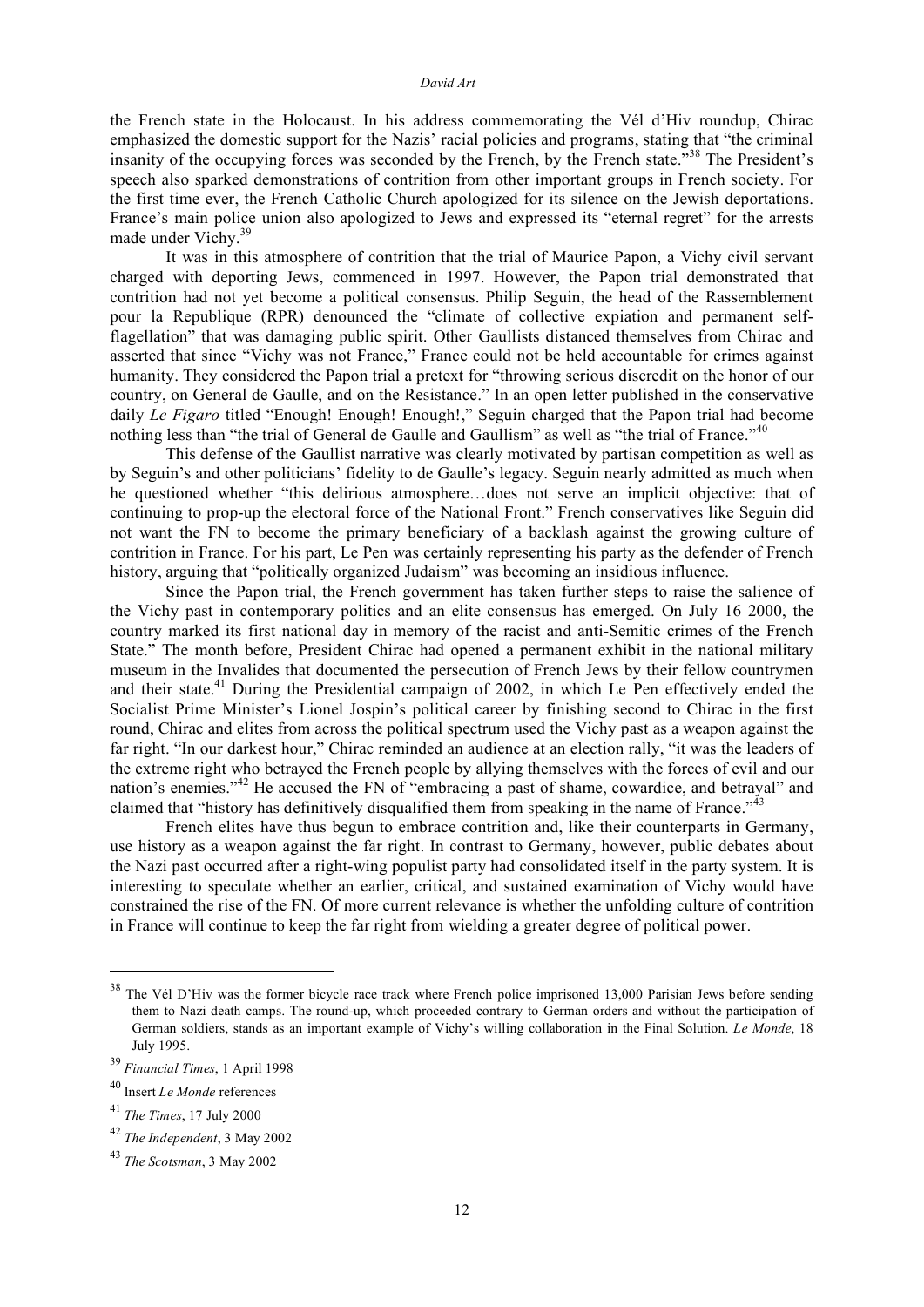the French state in the Holocaust. In his address commemorating the Vél d'Hiv roundup, Chirac emphasized the domestic support for the Nazis' racial policies and programs, stating that "the criminal insanity of the occupying forces was seconded by the French, by the French state."[38] The President's speech also sparked demonstrations of contrition from other important groups in French society. For the first time ever, the French Catholic Church apologized for its silence on the Jewish deportations. France's main police union also apologized to Jews and expressed its "eternal regret" for the arrests made under Vichy.[39]

It was in this atmosphere of contrition that the trial of Maurice Papon, a Vichy civil servant charged with deporting Jews, commenced in 1997. However, the Papon trial demonstrated that contrition had not yet become a political consensus. Philip Seguin, the head of the Rassemblement pour la Republique (RPR) denounced the "climate of collective expiation and permanent self-flagellation" that was damaging public spirit. Other Gaullists distanced themselves from Chirac and asserted that since "Vichy was not France," France could not be held accountable for crimes against humanity. They considered the Papon trial a pretext for "throwing serious discredit on the honor of our country, on General de Gaulle, and on the Resistance." In an open letter published in the conservative daily *Le Figaro* titled "Enough! Enough! Enough!," Seguin charged that the Papon trial had become nothing less than "the trial of General de Gaulle and Gaullism" as well as "the trial of France."[40]

This defense of the Gaullist narrative was clearly motivated by partisan competition as well as by Seguin's and other politicians' fidelity to de Gaulle's legacy. Seguin nearly admitted as much when he questioned whether "this delirious atmosphere…does not serve an implicit objective: that of continuing to prop-up the electoral force of the National Front." French conservatives like Seguin did not want the FN to become the primary beneficiary of a backlash against the growing culture of contrition in France. For his part, Le Pen was certainly representing his party as the defender of French history, arguing that "politically organized Judaism" was becoming an insidious influence.

Since the Papon trial, the French government has taken further steps to raise the salience of the Vichy past in contemporary politics and an elite consensus has emerged. On July 16 2000, the country marked its first national day in memory of the racist and anti-Semitic crimes of the French State." The month before, President Chirac had opened a permanent exhibit in the national military museum in the Invalides that documented the persecution of French Jews by their fellow countrymen and their state.[41] During the Presidential campaign of 2002, in which Le Pen effectively ended the Socialist Prime Minister's Lionel Jospin's political career by finishing second to Chirac in the first round, Chirac and elites from across the political spectrum used the Vichy past as a weapon against the far right. "In our darkest hour," Chirac reminded an audience at an election rally, "it was the leaders of the extreme right who betrayed the French people by allying themselves with the forces of evil and our nation's enemies."[42] He accused the FN of "embracing a past of shame, cowardice, and betrayal" and claimed that "history has definitively disqualified them from speaking in the name of France."[43]

French elites have thus begun to embrace contrition and, like their counterparts in Germany, use history as a weapon against the far right. In contrast to Germany, however, public debates about the Nazi past occurred after a right-wing populist party had consolidated itself in the party system. It is interesting to speculate whether an earlier, critical, and sustained examination of Vichy would have constrained the rise of the FN. Of more current relevance is whether the unfolding culture of contrition in France will continue to keep the far right from wielding a greater degree of political power.

---

[38] The Vél D'Hiv was the former bicycle race track where French police imprisoned 13,000 Parisian Jews before sending them to Nazi death camps. The round-up, which proceeded contrary to German orders and without the participation of German soldiers, stands as an important example of Vichy's willing collaboration in the Final Solution. *Le Monde*, 18 July 1995.

[39] *Financial Times*, 1 April 1998

[40] Insert *Le Monde* references

[41] *The Times*, 17 July 2000

[42] *The Independent*, 3 May 2002

[43] *The Scotsman*, 3 May 2002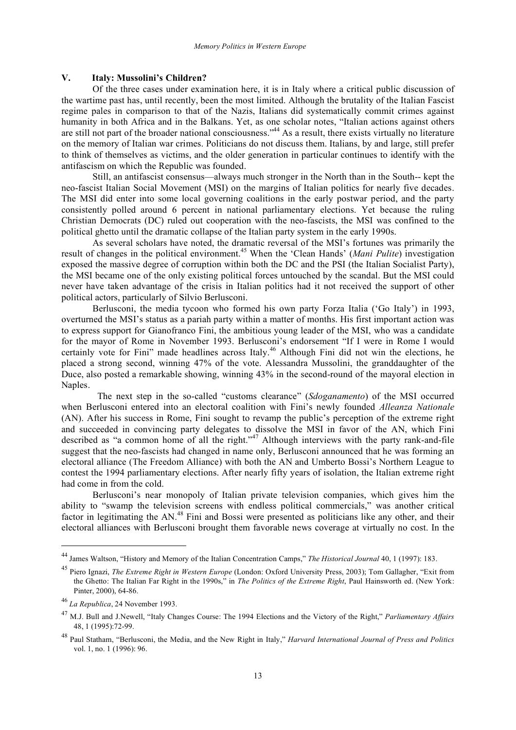## V. Italy: Mussolini's Children?

Of the three cases under examination here, it is in Italy where a critical public discussion of the wartime past has, until recently, been the most limited. Although the brutality of the Italian Fascist regime pales in comparison to that of the Nazis, Italians did systematically commit crimes against humanity in both Africa and in the Balkans. Yet, as one scholar notes, "Italian actions against others are still not part of the broader national consciousness."[44] As a result, there exists virtually no literature on the memory of Italian war crimes. Politicians do not discuss them. Italians, by and large, still prefer to think of themselves as victims, and the older generation in particular continues to identify with the antifascism on which the Republic was founded.

Still, an antifascist consensus—always much stronger in the North than in the South-- kept the neo-fascist Italian Social Movement (MSI) on the margins of Italian politics for nearly five decades. The MSI did enter into some local governing coalitions in the early postwar period, and the party consistently polled around 6 percent in national parliamentary elections. Yet because the ruling Christian Democrats (DC) ruled out cooperation with the neo-fascists, the MSI was confined to the political ghetto until the dramatic collapse of the Italian party system in the early 1990s.

As several scholars have noted, the dramatic reversal of the MSI's fortunes was primarily the result of changes in the political environment.[45] When the 'Clean Hands' (*Mani Pulite*) investigation exposed the massive degree of corruption within both the DC and the PSI (the Italian Socialist Party), the MSI became one of the only existing political forces untouched by the scandal. But the MSI could never have taken advantage of the crisis in Italian politics had it not received the support of other political actors, particularly of Silvio Berlusconi.

Berlusconi, the media tycoon who formed his own party Forza Italia ('Go Italy') in 1993, overturned the MSI's status as a pariah party within a matter of months. His first important action was to express support for Gianofranco Fini, the ambitious young leader of the MSI, who was a candidate for the mayor of Rome in November 1993. Berlusconi's endorsement "If I were in Rome I would certainly vote for Fini" made headlines across Italy.[46] Although Fini did not win the elections, he placed a strong second, winning 47% of the vote. Alessandra Mussolini, the granddaughter of the Duce, also posted a remarkable showing, winning 43% in the second-round of the mayoral election in Naples.

The next step in the so-called "customs clearance" (*Sdoganamento*) of the MSI occurred when Berlusconi entered into an electoral coalition with Fini's newly founded *Alleanza Nationale* (AN). After his success in Rome, Fini sought to revamp the public's perception of the extreme right and succeeded in convincing party delegates to dissolve the MSI in favor of the AN, which Fini described as "a common home of all the right."[47] Although interviews with the party rank-and-file suggest that the neo-fascists had changed in name only, Berlusconi announced that he was forming an electoral alliance (The Freedom Alliance) with both the AN and Umberto Bossi's Northern League to contest the 1994 parliamentary elections. After nearly fifty years of isolation, the Italian extreme right had come in from the cold.

Berlusconi's near monopoly of Italian private television companies, which gives him the ability to "swamp the television screens with endless political commercials," was another critical factor in legitimating the AN.[48] Fini and Bossi were presented as politicians like any other, and their electoral alliances with Berlusconi brought them favorable news coverage at virtually no cost. In the

---

[44] James Waltson, "History and Memory of the Italian Concentration Camps," *The Historical Journal* 40, 1 (1997): 183.

[45] Piero Ignazi, *The Extreme Right in Western Europe* (London: Oxford University Press, 2003); Tom Gallagher, "Exit from the Ghetto: The Italian Far Right in the 1990s," in *The Politics of the Extreme Right*, Paul Hainsworth ed. (New York: Pinter, 2000), 64-86.

[46] *La Republica*, 24 November 1993.

[47] M.J. Bull and J.Newell, "Italy Changes Course: The 1994 Elections and the Victory of the Right," *Parliamentary Affairs* 48, 1 (1995):72-99.

[48] Paul Statham, "Berlusconi, the Media, and the New Right in Italy," *Harvard International Journal of Press and Politics* vol. 1, no. 1 (1996): 96.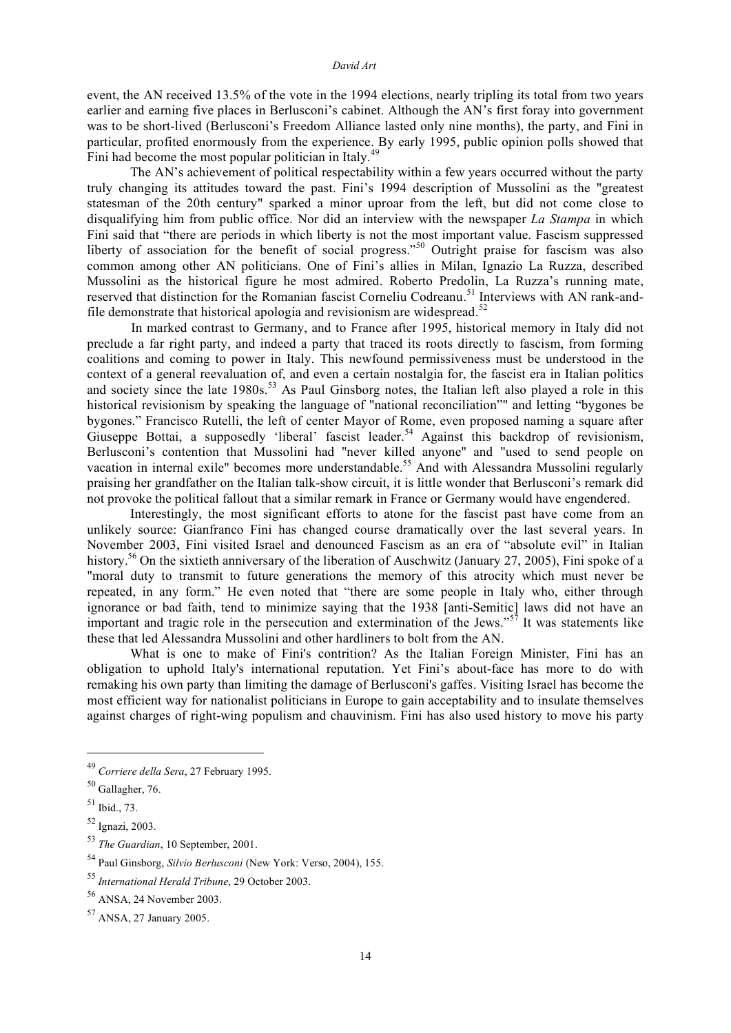event, the AN received 13.5% of the vote in the 1994 elections, nearly tripling its total from two years earlier and earning five places in Berlusconi's cabinet. Although the AN's first foray into government was to be short-lived (Berlusconi's Freedom Alliance lasted only nine months), the party, and Fini in particular, profited enormously from the experience. By early 1995, public opinion polls showed that Fini had become the most popular politician in Italy.[49]

The AN's achievement of political respectability within a few years occurred without the party truly changing its attitudes toward the past. Fini's 1994 description of Mussolini as the "greatest statesman of the 20th century" sparked a minor uproar from the left, but did not come close to disqualifying him from public office. Nor did an interview with the newspaper *La Stampa* in which Fini said that "there are periods in which liberty is not the most important value. Fascism suppressed liberty of association for the benefit of social progress."[50] Outright praise for fascism was also common among other AN politicians. One of Fini's allies in Milan, Ignazio La Ruzza, described Mussolini as the historical figure he most admired. Roberto Predolin, La Ruzza's running mate, reserved that distinction for the Romanian fascist Corneliu Codreanu.[51] Interviews with AN rank-and-file demonstrate that historical apologia and revisionism are widespread.[52]

In marked contrast to Germany, and to France after 1995, historical memory in Italy did not preclude a far right party, and indeed a party that traced its roots directly to fascism, from forming coalitions and coming to power in Italy. This newfound permissiveness must be understood in the context of a general reevaluation of, and even a certain nostalgia for, the fascist era in Italian politics and society since the late 1980s.[53] As Paul Ginsborg notes, the Italian left also played a role in this historical revisionism by speaking the language of "national reconciliation"" and letting "bygones be bygones." Francisco Rutelli, the left of center Mayor of Rome, even proposed naming a square after Giuseppe Bottai, a supposedly 'liberal' fascist leader.[54] Against this backdrop of revisionism, Berlusconi's contention that Mussolini had "never killed anyone" and "used to send people on vacation in internal exile" becomes more understandable.[55] And with Alessandra Mussolini regularly praising her grandfather on the Italian talk-show circuit, it is little wonder that Berlusconi's remark did not provoke the political fallout that a similar remark in France or Germany would have engendered.

Interestingly, the most significant efforts to atone for the fascist past have come from an unlikely source: Gianfranco Fini has changed course dramatically over the last several years. In November 2003, Fini visited Israel and denounced Fascism as an era of "absolute evil" in Italian history.[56] On the sixtieth anniversary of the liberation of Auschwitz (January 27, 2005), Fini spoke of a "moral duty to transmit to future generations the memory of this atrocity which must never be repeated, in any form." He even noted that "there are some people in Italy who, either through ignorance or bad faith, tend to minimize saying that the 1938 [anti-Semitic] laws did not have an important and tragic role in the persecution and extermination of the Jews."[57] It was statements like these that led Alessandra Mussolini and other hardliners to bolt from the AN.

What is one to make of Fini's contrition? As the Italian Foreign Minister, Fini has an obligation to uphold Italy's international reputation. Yet Fini's about-face has more to do with remaking his own party than limiting the damage of Berlusconi's gaffes. Visiting Israel has become the most efficient way for nationalist politicians in Europe to gain acceptability and to insulate themselves against charges of right-wing populism and chauvinism. Fini has also used history to move his party

---

[49] *Corriere della Sera*, 27 February 1995.

[50] Gallagher, 76.

[51] Ibid., 73.

[52] Ignazi, 2003.

[53] *The Guardian*, 10 September, 2001.

[54] Paul Ginsborg, *Silvio Berlusconi* (New York: Verso, 2004), 155.

[55] *International Herald Tribune*, 29 October 2003.

[56] ANSA, 24 November 2003.

[57] ANSA, 27 January 2005.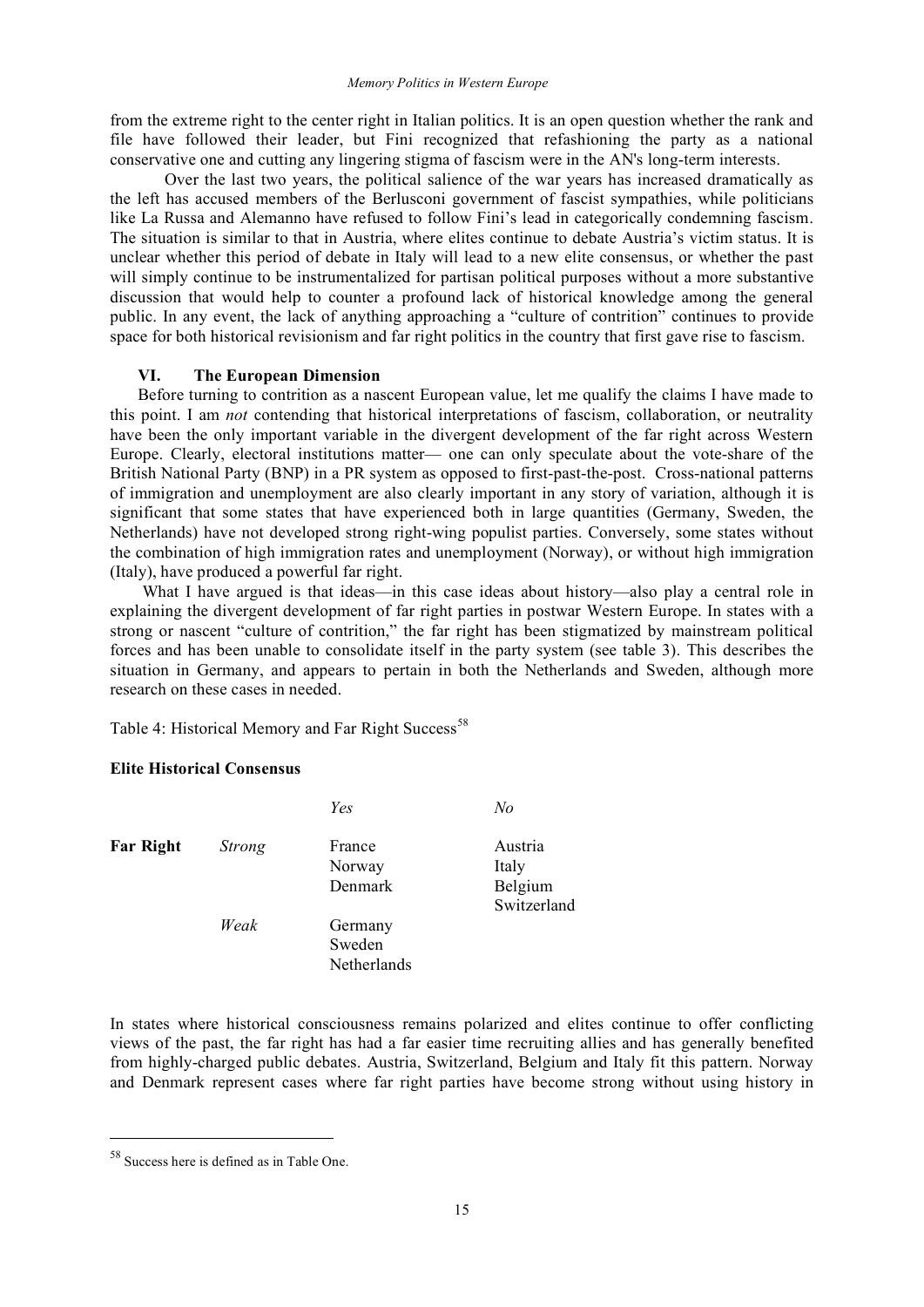from the extreme right to the center right in Italian politics. It is an open question whether the rank and file have followed their leader, but Fini recognized that refashioning the party as a national conservative one and cutting any lingering stigma of fascism were in the AN's long-term interests.

Over the last two years, the political salience of the war years has increased dramatically as the left has accused members of the Berlusconi government of fascist sympathies, while politicians like La Russa and Alemanno have refused to follow Fini's lead in categorically condemning fascism. The situation is similar to that in Austria, where elites continue to debate Austria's victim status. It is unclear whether this period of debate in Italy will lead to a new elite consensus, or whether the past will simply continue to be instrumentalized for partisan political purposes without a more substantive discussion that would help to counter a profound lack of historical knowledge among the general public. In any event, the lack of anything approaching a "culture of contrition" continues to provide space for both historical revisionism and far right politics in the country that first gave rise to fascism.

## VI. The European Dimension

Before turning to contrition as a nascent European value, let me qualify the claims I have made to this point. I am *not* contending that historical interpretations of fascism, collaboration, or neutrality have been the only important variable in the divergent development of the far right across Western Europe. Clearly, electoral institutions matter— one can only speculate about the vote-share of the British National Party (BNP) in a PR system as opposed to first-past-the-post. Cross-national patterns of immigration and unemployment are also clearly important in any story of variation, although it is significant that some states that have experienced both in large quantities (Germany, Sweden, the Netherlands) have not developed strong right-wing populist parties. Conversely, some states without the combination of high immigration rates and unemployment (Norway), or without high immigration (Italy), have produced a powerful far right.

What I have argued is that ideas—in this case ideas about history—also play a central role in explaining the divergent development of far right parties in postwar Western Europe. In states with a strong or nascent "culture of contrition," the far right has been stigmatized by mainstream political forces and has been unable to consolidate itself in the party system (see table 3). This describes the situation in Germany, and appears to pertain in both the Netherlands and Sweden, although more research on these cases in needed.

Table 4: Historical Memory and Far Right Success[58]

**Elite Historical Consensus**

| | | *Yes* | *No* |
|---|---|---|---|
| **Far Right** | *Strong* | France<br>Norway<br>Denmark | Austria<br>Italy<br>Belgium<br>Switzerland |
| | *Weak* | Germany<br>Sweden<br>Netherlands | |

In states where historical consciousness remains polarized and elites continue to offer conflicting views of the past, the far right has had a far easier time recruiting allies and has generally benefited from highly-charged public debates. Austria, Switzerland, Belgium and Italy fit this pattern. Norway and Denmark represent cases where far right parties have become strong without using history in

[58] Success here is defined as in Table One.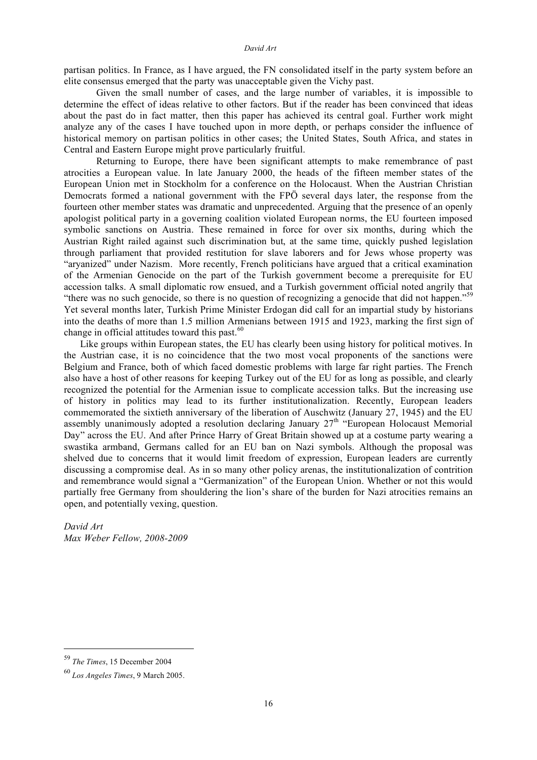partisan politics. In France, as I have argued, the FN consolidated itself in the party system before an elite consensus emerged that the party was unacceptable given the Vichy past.

Given the small number of cases, and the large number of variables, it is impossible to determine the effect of ideas relative to other factors. But if the reader has been convinced that ideas about the past do in fact matter, then this paper has achieved its central goal. Further work might analyze any of the cases I have touched upon in more depth, or perhaps consider the influence of historical memory on partisan politics in other cases; the United States, South Africa, and states in Central and Eastern Europe might prove particularly fruitful.

Returning to Europe, there have been significant attempts to make remembrance of past atrocities a European value. In late January 2000, the heads of the fifteen member states of the European Union met in Stockholm for a conference on the Holocaust. When the Austrian Christian Democrats formed a national government with the FPÖ several days later, the response from the fourteen other member states was dramatic and unprecedented. Arguing that the presence of an openly apologist political party in a governing coalition violated European norms, the EU fourteen imposed symbolic sanctions on Austria. These remained in force for over six months, during which the Austrian Right railed against such discrimination but, at the same time, quickly pushed legislation through parliament that provided restitution for slave laborers and for Jews whose property was "aryanized" under Nazism. More recently, French politicians have argued that a critical examination of the Armenian Genocide on the part of the Turkish government become a prerequisite for EU accession talks. A small diplomatic row ensued, and a Turkish government official noted angrily that "there was no such genocide, so there is no question of recognizing a genocide that did not happen."[59] Yet several months later, Turkish Prime Minister Erdogan did call for an impartial study by historians into the deaths of more than 1.5 million Armenians between 1915 and 1923, marking the first sign of change in official attitudes toward this past.[60]

Like groups within European states, the EU has clearly been using history for political motives. In the Austrian case, it is no coincidence that the two most vocal proponents of the sanctions were Belgium and France, both of which faced domestic problems with large far right parties. The French also have a host of other reasons for keeping Turkey out of the EU for as long as possible, and clearly recognized the potential for the Armenian issue to complicate accession talks. But the increasing use of history in politics may lead to its further institutionalization. Recently, European leaders commemorated the sixtieth anniversary of the liberation of Auschwitz (January 27, 1945) and the EU assembly unanimously adopted a resolution declaring January 27th "European Holocaust Memorial Day" across the EU. And after Prince Harry of Great Britain showed up at a costume party wearing a swastika armband, Germans called for an EU ban on Nazi symbols. Although the proposal was shelved due to concerns that it would limit freedom of expression, European leaders are currently discussing a compromise deal. As in so many other policy arenas, the institutionalization of contrition and remembrance would signal a "Germanization" of the European Union. Whether or not this would partially free Germany from shouldering the lion's share of the burden for Nazi atrocities remains an open, and potentially vexing, question.

*David Art*
*Max Weber Fellow, 2008-2009*

---

[59] *The Times*, 15 December 2004

[60] *Los Angeles Times*, 9 March 2005.